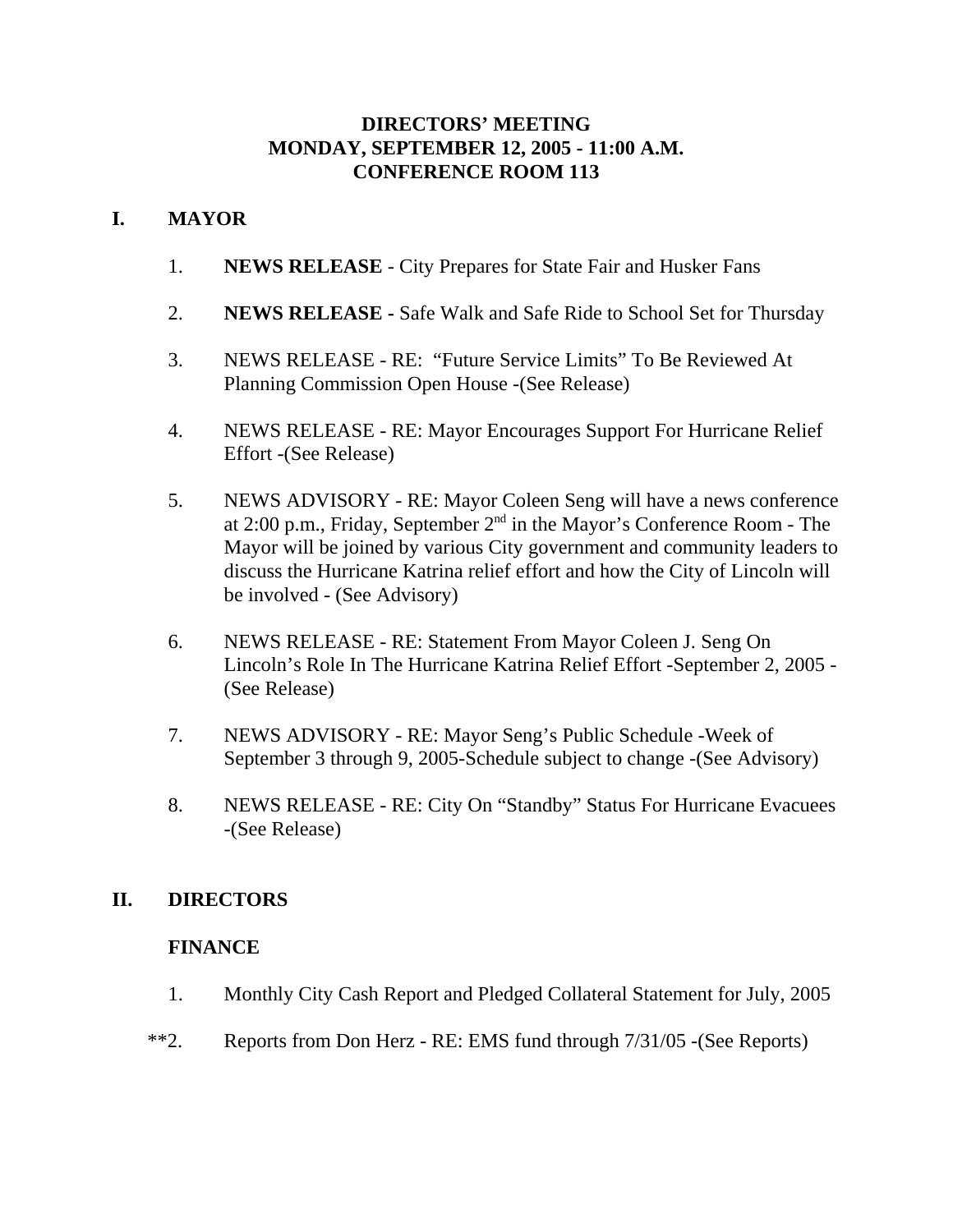# DIRECTORS' MEETING
# MONDAY, SEPTEMBER 12, 2005 - 11:00 A.M.
# CONFERENCE ROOM 113

## I. MAYOR

1. **NEWS RELEASE** - City Prepares for State Fair and Husker Fans

2. **NEWS RELEASE -** Safe Walk and Safe Ride to School Set for Thursday

3. NEWS RELEASE - RE: "Future Service Limits" To Be Reviewed At Planning Commission Open House -(See Release)

4. NEWS RELEASE - RE: Mayor Encourages Support For Hurricane Relief Effort -(See Release)

5. NEWS ADVISORY - RE: Mayor Coleen Seng will have a news conference at 2:00 p.m., Friday, September 2nd in the Mayor's Conference Room - The Mayor will be joined by various City government and community leaders to discuss the Hurricane Katrina relief effort and how the City of Lincoln will be involved - (See Advisory)

6. NEWS RELEASE - RE: Statement From Mayor Coleen J. Seng On Lincoln's Role In The Hurricane Katrina Relief Effort -September 2, 2005 - (See Release)

7. NEWS ADVISORY - RE: Mayor Seng's Public Schedule -Week of September 3 through 9, 2005-Schedule subject to change -(See Advisory)

8. NEWS RELEASE - RE: City On "Standby" Status For Hurricane Evacuees -(See Release)

## II. DIRECTORS

### FINANCE

1. Monthly City Cash Report and Pledged Collateral Statement for July, 2005

**2. Reports from Don Herz - RE: EMS fund through 7/31/05 -(See Reports)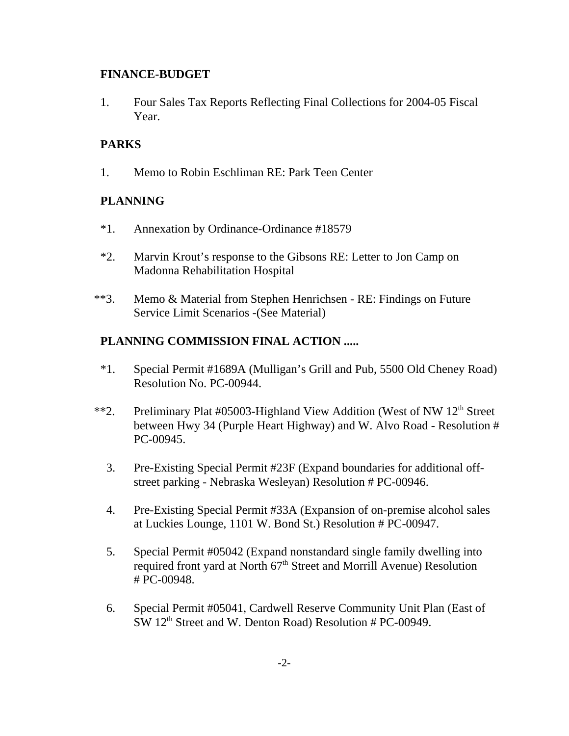**FINANCE-BUDGET**

1. Four Sales Tax Reports Reflecting Final Collections for 2004-05 Fiscal Year.

**PARKS**

1. Memo to Robin Eschliman RE: Park Teen Center

**PLANNING**

*1. Annexation by Ordinance-Ordinance #18579

*2. Marvin Krout's response to the Gibsons RE: Letter to Jon Camp on Madonna Rehabilitation Hospital

**3. Memo & Material from Stephen Henrichsen - RE: Findings on Future Service Limit Scenarios -(See Material)

**PLANNING COMMISSION FINAL ACTION .....**

*1. Special Permit #1689A (Mulligan's Grill and Pub, 5500 Old Cheney Road) Resolution No. PC-00944.

**2. Preliminary Plat #05003-Highland View Addition (West of NW 12th Street between Hwy 34 (Purple Heart Highway) and W. Alvo Road - Resolution # PC-00945.

3. Pre-Existing Special Permit #23F (Expand boundaries for additional off-street parking - Nebraska Wesleyan) Resolution # PC-00946.

4. Pre-Existing Special Permit #33A (Expansion of on-premise alcohol sales at Luckies Lounge, 1101 W. Bond St.) Resolution # PC-00947.

5. Special Permit #05042 (Expand nonstandard single family dwelling into required front yard at North 67th Street and Morrill Avenue) Resolution # PC-00948.

6. Special Permit #05041, Cardwell Reserve Community Unit Plan (East of SW 12th Street and W. Denton Road) Resolution # PC-00949.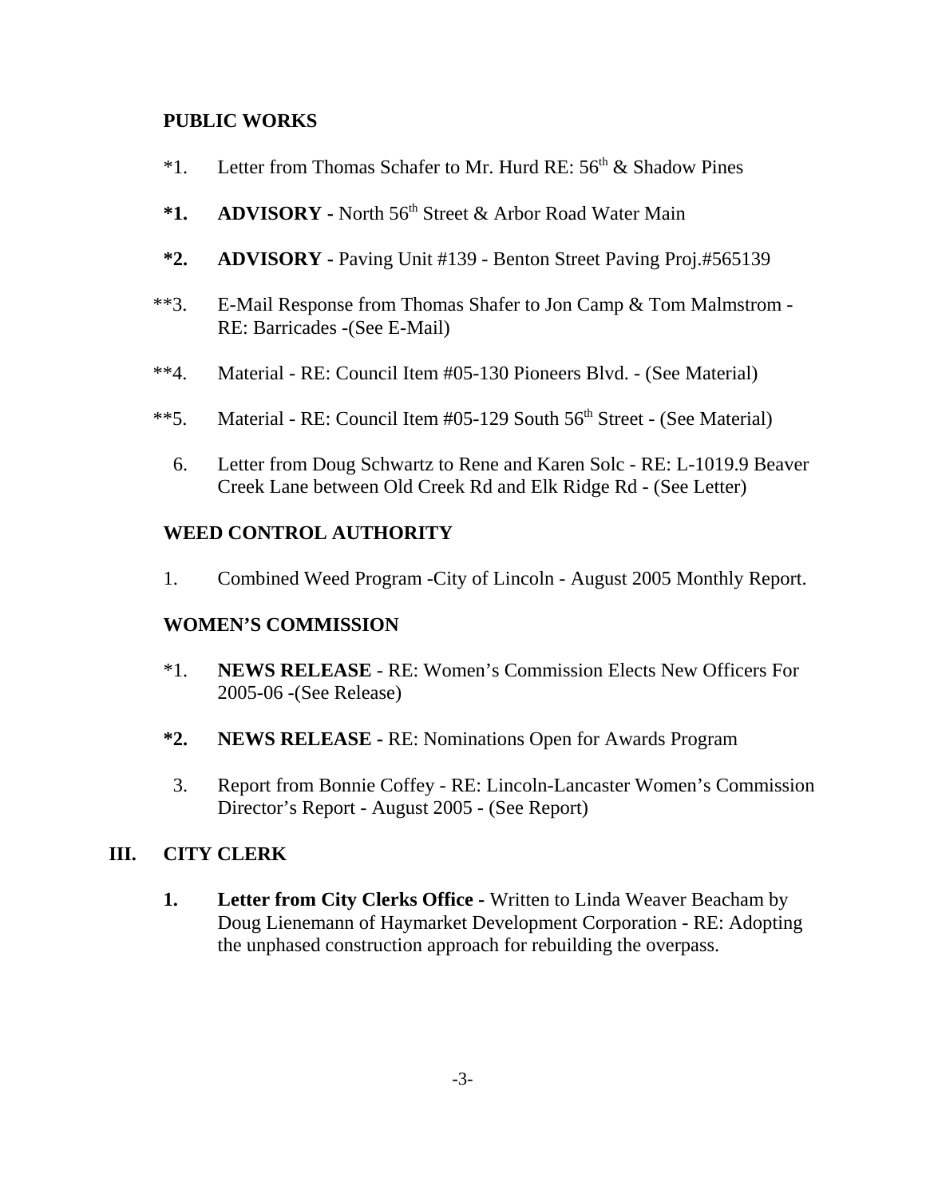## PUBLIC WORKS

*1. Letter from Thomas Schafer to Mr. Hurd RE: 56th & Shadow Pines

**\*1. ADVISORY -** North 56th Street & Arbor Road Water Main

**\*2. ADVISORY -** Paving Unit #139 - Benton Street Paving Proj.#565139

**3. E-Mail Response from Thomas Shafer to Jon Camp & Tom Malmstrom - RE: Barricades -(See E-Mail)

**4. Material - RE: Council Item #05-130 Pioneers Blvd. - (See Material)

**5. Material - RE: Council Item #05-129 South 56th Street - (See Material)

6. Letter from Doug Schwartz to Rene and Karen Solc - RE: L-1019.9 Beaver Creek Lane between Old Creek Rd and Elk Ridge Rd - (See Letter)

## WEED CONTROL AUTHORITY

1. Combined Weed Program -City of Lincoln - August 2005 Monthly Report.

## WOMEN'S COMMISSION

*1. **NEWS RELEASE** - RE: Women's Commission Elects New Officers For 2005-06 -(See Release)

**\*2. NEWS RELEASE -** RE: Nominations Open for Awards Program

3. Report from Bonnie Coffey - RE: Lincoln-Lancaster Women's Commission Director's Report - August 2005 - (See Report)

## III. CITY CLERK

**1. Letter from City Clerks Office -** Written to Linda Weaver Beacham by Doug Lienemann of Haymarket Development Corporation - RE: Adopting the unphased construction approach for rebuilding the overpass.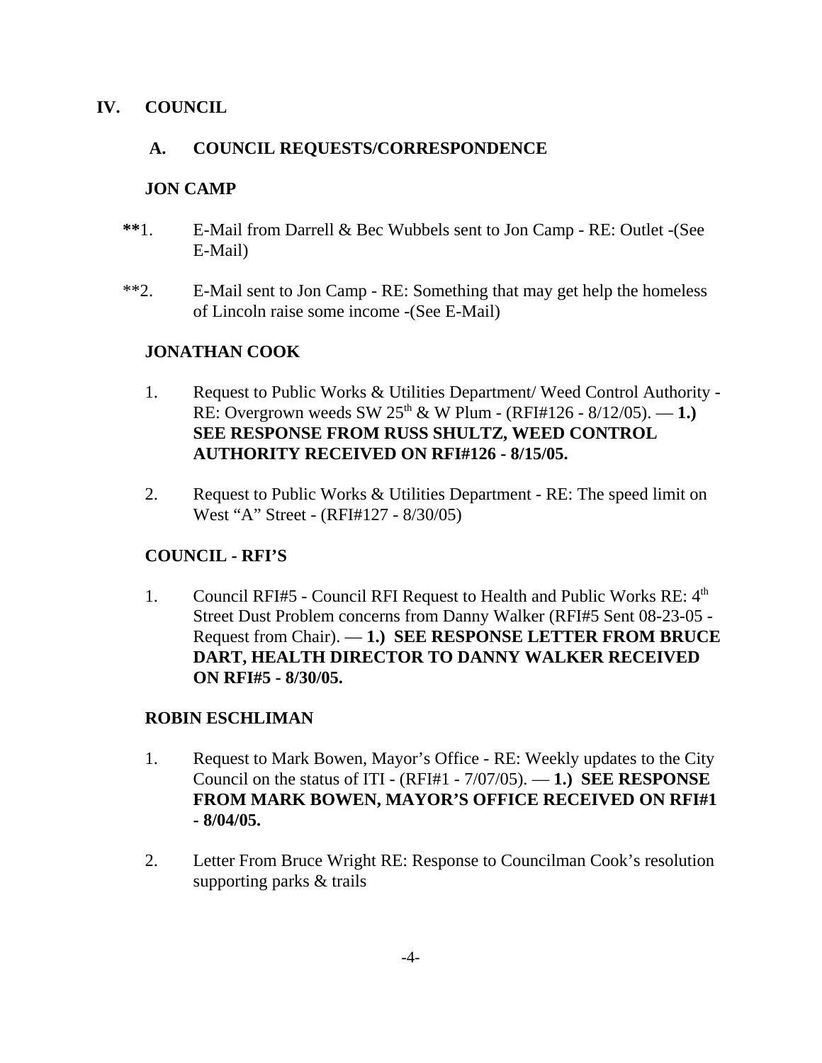## IV. COUNCIL

### A. COUNCIL REQUESTS/CORRESPONDENCE

**JON CAMP**

**\*\***1. E-Mail from Darrell & Bec Wubbels sent to Jon Camp - RE: Outlet -(See E-Mail)

\*\*2. E-Mail sent to Jon Camp - RE: Something that may get help the homeless of Lincoln raise some income -(See E-Mail)

**JONATHAN COOK**

1. Request to Public Works & Utilities Department/ Weed Control Authority - RE: Overgrown weeds SW 25th & W Plum - (RFI#126 - 8/12/05). — **1.) SEE RESPONSE FROM RUSS SHULTZ, WEED CONTROL AUTHORITY RECEIVED ON RFI#126 - 8/15/05.**

2. Request to Public Works & Utilities Department - RE: The speed limit on West "A" Street - (RFI#127 - 8/30/05)

**COUNCIL - RFI'S**

1. Council RFI#5 - Council RFI Request to Health and Public Works RE: 4th Street Dust Problem concerns from Danny Walker (RFI#5 Sent 08-23-05 - Request from Chair). — **1.) SEE RESPONSE LETTER FROM BRUCE DART, HEALTH DIRECTOR TO DANNY WALKER RECEIVED ON RFI#5 - 8/30/05.**

**ROBIN ESCHLIMAN**

1. Request to Mark Bowen, Mayor's Office - RE: Weekly updates to the City Council on the status of ITI - (RFI#1 - 7/07/05). — **1.) SEE RESPONSE FROM MARK BOWEN, MAYOR'S OFFICE RECEIVED ON RFI#1 - 8/04/05.**

2. Letter From Bruce Wright RE: Response to Councilman Cook's resolution supporting parks & trails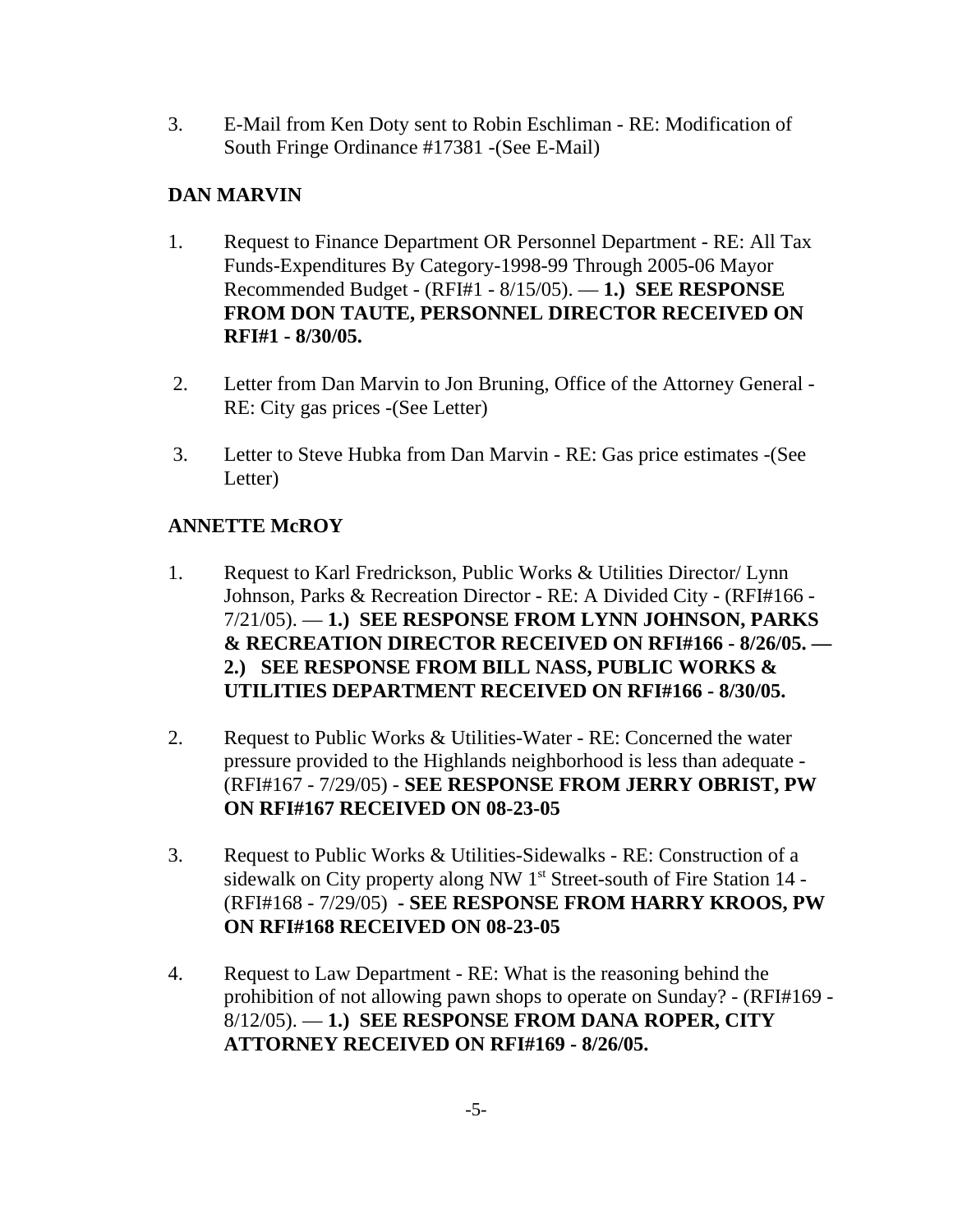3. E-Mail from Ken Doty sent to Robin Eschliman - RE: Modification of South Fringe Ordinance #17381 -(See E-Mail)

**DAN MARVIN**

1. Request to Finance Department OR Personnel Department - RE: All Tax Funds-Expenditures By Category-1998-99 Through 2005-06 Mayor Recommended Budget - (RFI#1 - 8/15/05). — **1.) SEE RESPONSE FROM DON TAUTE, PERSONNEL DIRECTOR RECEIVED ON RFI#1 - 8/30/05.**

2. Letter from Dan Marvin to Jon Bruning, Office of the Attorney General - RE: City gas prices -(See Letter)

3. Letter to Steve Hubka from Dan Marvin - RE: Gas price estimates -(See Letter)

**ANNETTE McROY**

1. Request to Karl Fredrickson, Public Works & Utilities Director/ Lynn Johnson, Parks & Recreation Director - RE: A Divided City - (RFI#166 - 7/21/05). — **1.) SEE RESPONSE FROM LYNN JOHNSON, PARKS & RECREATION DIRECTOR RECEIVED ON RFI#166 - 8/26/05. — 2.) SEE RESPONSE FROM BILL NASS, PUBLIC WORKS & UTILITIES DEPARTMENT RECEIVED ON RFI#166 - 8/30/05.**

2. Request to Public Works & Utilities-Water - RE: Concerned the water pressure provided to the Highlands neighborhood is less than adequate - (RFI#167 - 7/29/05) - **SEE RESPONSE FROM JERRY OBRIST, PW ON RFI#167 RECEIVED ON 08-23-05**

3. Request to Public Works & Utilities-Sidewalks - RE: Construction of a sidewalk on City property along NW 1st Street-south of Fire Station 14 - (RFI#168 - 7/29/05) **- SEE RESPONSE FROM HARRY KROOS, PW ON RFI#168 RECEIVED ON 08-23-05**

4. Request to Law Department - RE: What is the reasoning behind the prohibition of not allowing pawn shops to operate on Sunday? - (RFI#169 - 8/12/05). — **1.) SEE RESPONSE FROM DANA ROPER, CITY ATTORNEY RECEIVED ON RFI#169 - 8/26/05.**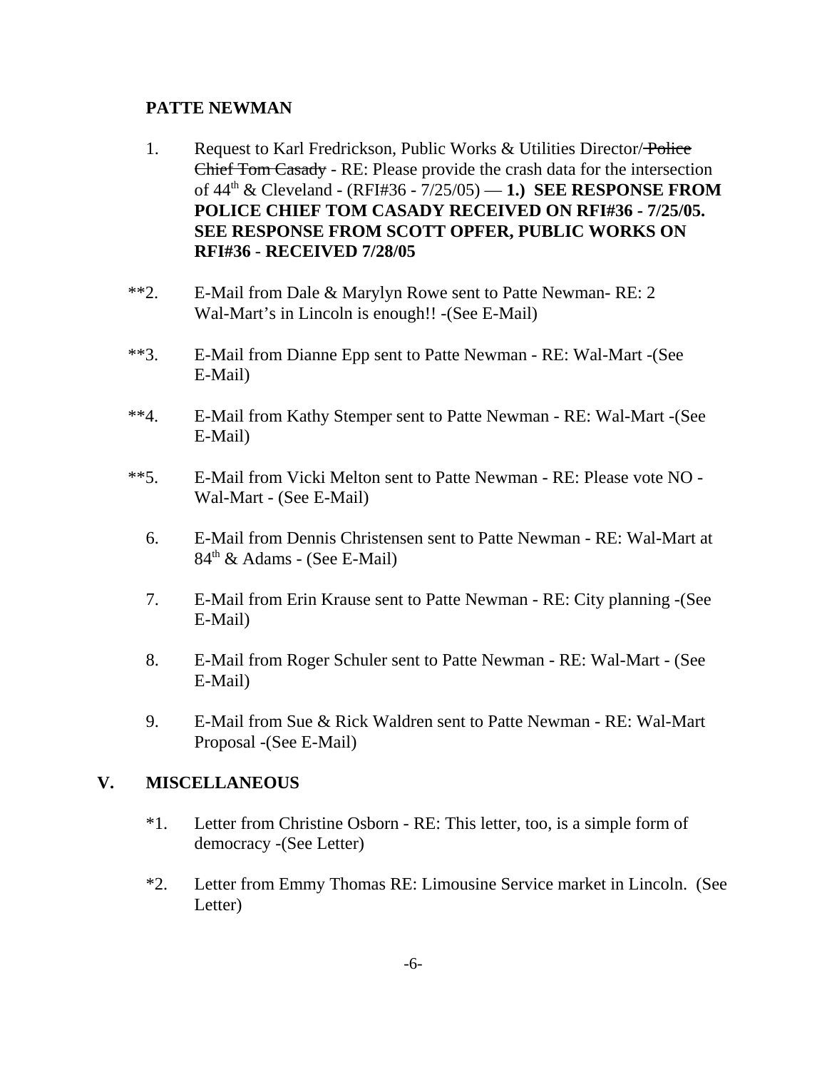**PATTE NEWMAN**

1. Request to Karl Fredrickson, Public Works & Utilities Director/ ~~Police Chief Tom Casady~~ - RE: Please provide the crash data for the intersection of 44th & Cleveland - (RFI#36 - 7/25/05) — **1.) SEE RESPONSE FROM POLICE CHIEF TOM CASADY RECEIVED ON RFI#36 - 7/25/05. SEE RESPONSE FROM SCOTT OPFER, PUBLIC WORKS ON RFI#36 - RECEIVED 7/28/05**

**2. E-Mail from Dale & Marylyn Rowe sent to Patte Newman- RE: 2 Wal-Mart's in Lincoln is enough!! -(See E-Mail)

**3. E-Mail from Dianne Epp sent to Patte Newman - RE: Wal-Mart -(See E-Mail)

**4. E-Mail from Kathy Stemper sent to Patte Newman - RE: Wal-Mart -(See E-Mail)

**5. E-Mail from Vicki Melton sent to Patte Newman - RE: Please vote NO - Wal-Mart - (See E-Mail)

6. E-Mail from Dennis Christensen sent to Patte Newman - RE: Wal-Mart at 84th & Adams - (See E-Mail)

7. E-Mail from Erin Krause sent to Patte Newman - RE: City planning -(See E-Mail)

8. E-Mail from Roger Schuler sent to Patte Newman - RE: Wal-Mart - (See E-Mail)

9. E-Mail from Sue & Rick Waldren sent to Patte Newman - RE: Wal-Mart Proposal -(See E-Mail)

## V. MISCELLANEOUS

*1. Letter from Christine Osborn - RE: This letter, too, is a simple form of democracy -(See Letter)

*2. Letter from Emmy Thomas RE: Limousine Service market in Lincoln. (See Letter)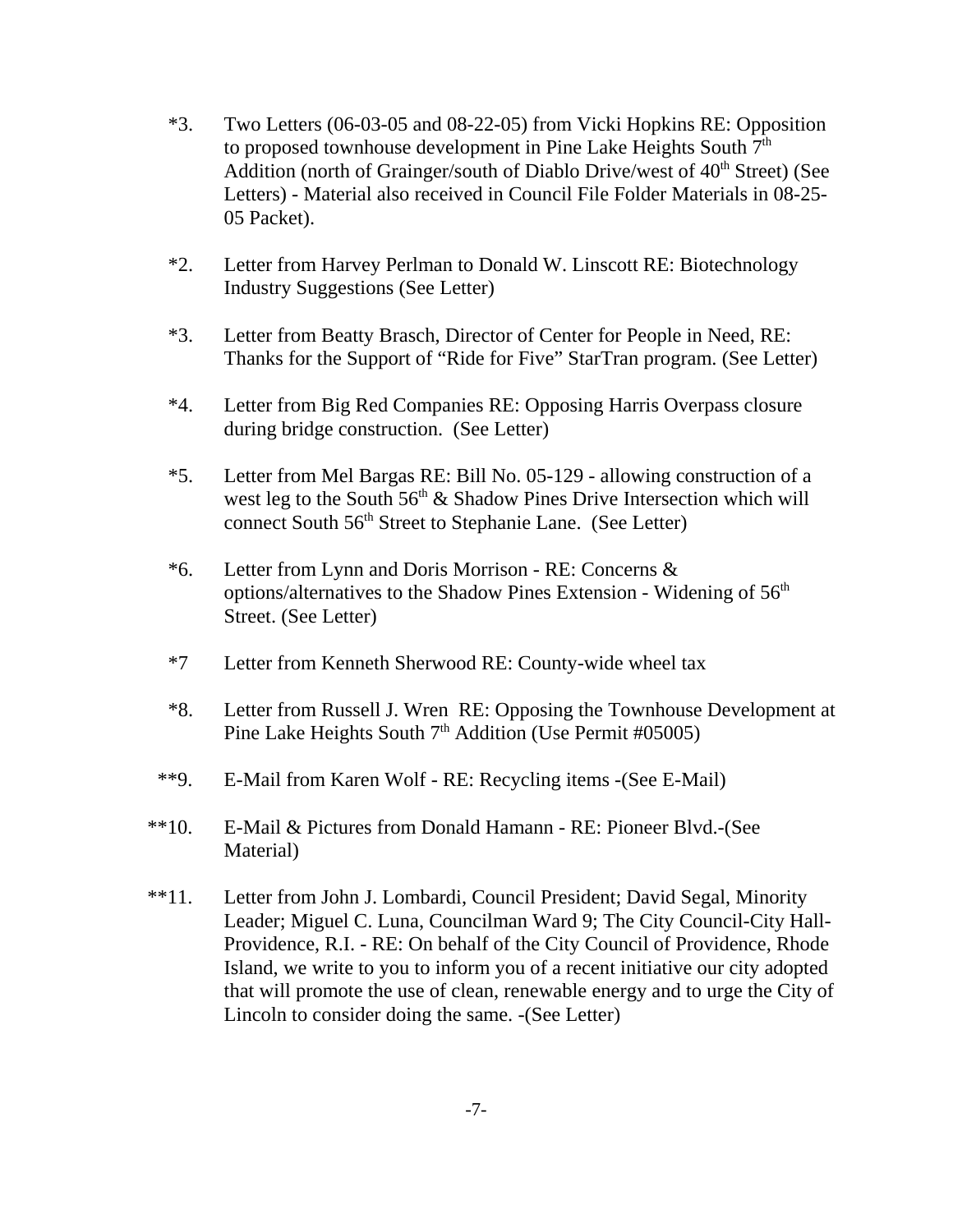*3. Two Letters (06-03-05 and 08-22-05) from Vicki Hopkins RE: Opposition to proposed townhouse development in Pine Lake Heights South 7th Addition (north of Grainger/south of Diablo Drive/west of 40th Street) (See Letters) - Material also received in Council File Folder Materials in 08-25-05 Packet).

*2. Letter from Harvey Perlman to Donald W. Linscott RE: Biotechnology Industry Suggestions (See Letter)

*3. Letter from Beatty Brasch, Director of Center for People in Need, RE: Thanks for the Support of "Ride for Five" StarTran program. (See Letter)

*4. Letter from Big Red Companies RE: Opposing Harris Overpass closure during bridge construction. (See Letter)

*5. Letter from Mel Bargas RE: Bill No. 05-129 - allowing construction of a west leg to the South 56th & Shadow Pines Drive Intersection which will connect South 56th Street to Stephanie Lane. (See Letter)

*6. Letter from Lynn and Doris Morrison - RE: Concerns & options/alternatives to the Shadow Pines Extension - Widening of 56th Street. (See Letter)

*7 Letter from Kenneth Sherwood RE: County-wide wheel tax

*8. Letter from Russell J. Wren RE: Opposing the Townhouse Development at Pine Lake Heights South 7th Addition (Use Permit #05005)

**9. E-Mail from Karen Wolf - RE: Recycling items -(See E-Mail)

**10. E-Mail & Pictures from Donald Hamann - RE: Pioneer Blvd.-(See Material)

**11. Letter from John J. Lombardi, Council President; David Segal, Minority Leader; Miguel C. Luna, Councilman Ward 9; The City Council-City Hall-Providence, R.I. - RE: On behalf of the City Council of Providence, Rhode Island, we write to you to inform you of a recent initiative our city adopted that will promote the use of clean, renewable energy and to urge the City of Lincoln to consider doing the same. -(See Letter)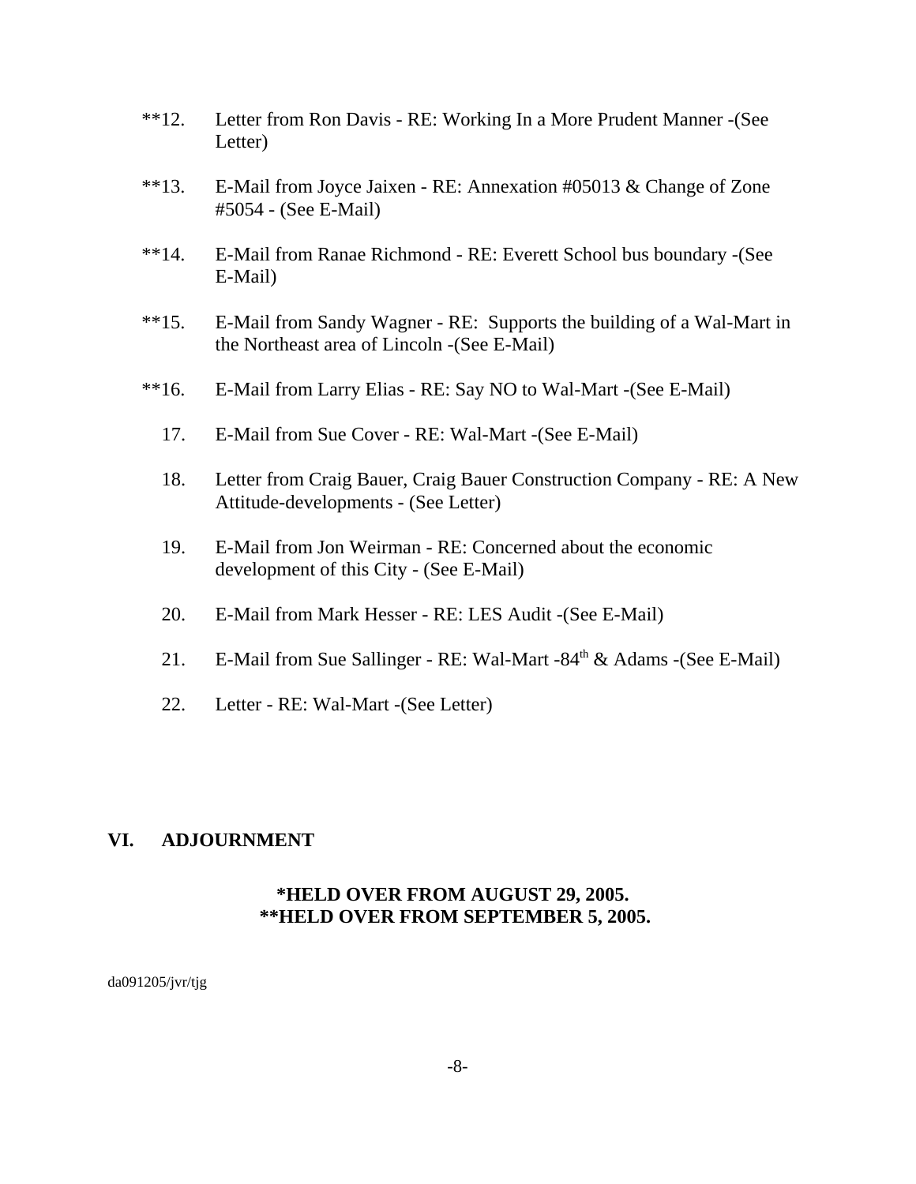**12. Letter from Ron Davis - RE: Working In a More Prudent Manner -(See Letter)

**13. E-Mail from Joyce Jaixen - RE: Annexation #05013 & Change of Zone #5054 - (See E-Mail)

**14. E-Mail from Ranae Richmond - RE: Everett School bus boundary -(See E-Mail)

**15. E-Mail from Sandy Wagner - RE: Supports the building of a Wal-Mart in the Northeast area of Lincoln -(See E-Mail)

**16. E-Mail from Larry Elias - RE: Say NO to Wal-Mart -(See E-Mail)

17. E-Mail from Sue Cover - RE: Wal-Mart -(See E-Mail)

18. Letter from Craig Bauer, Craig Bauer Construction Company - RE: A New Attitude-developments - (See Letter)

19. E-Mail from Jon Weirman - RE: Concerned about the economic development of this City - (See E-Mail)

20. E-Mail from Mark Hesser - RE: LES Audit -(See E-Mail)

21. E-Mail from Sue Sallinger - RE: Wal-Mart -84th & Adams -(See E-Mail)

22. Letter - RE: Wal-Mart -(See Letter)

## VI. ADJOURNMENT

**\*HELD OVER FROM AUGUST 29, 2005.**
**\*\*HELD OVER FROM SEPTEMBER 5, 2005.**

da091205/jvr/tjg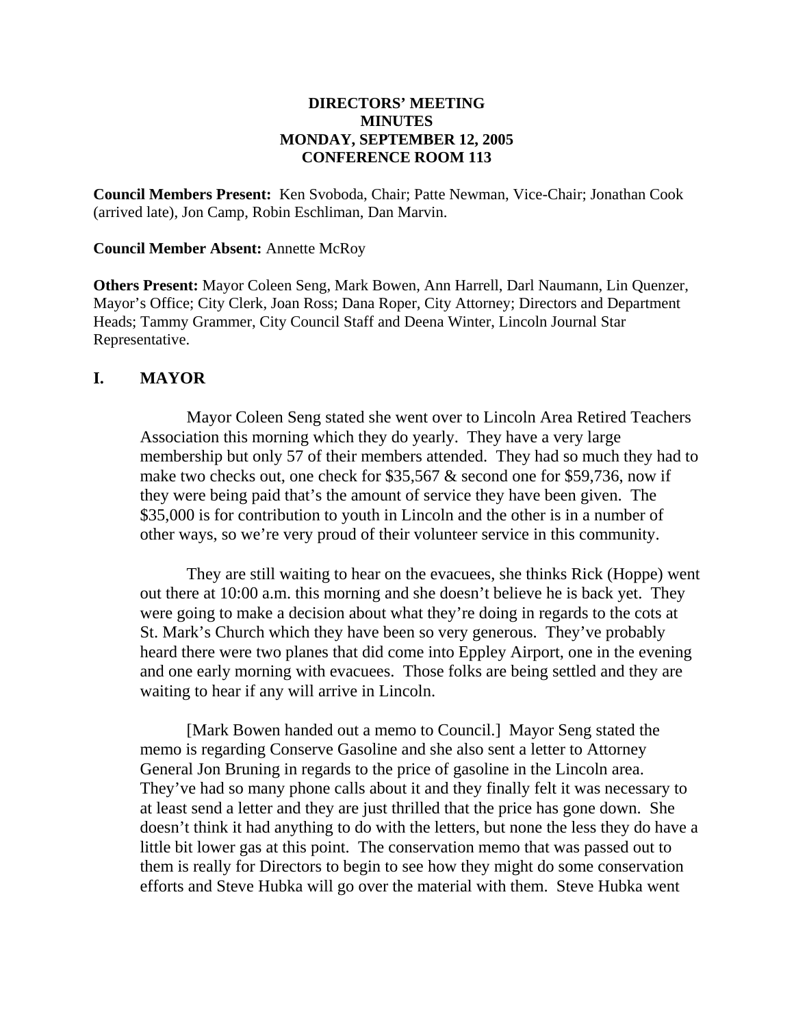**DIRECTORS' MEETING**
**MINUTES**
**MONDAY, SEPTEMBER 12, 2005**
**CONFERENCE ROOM 113**

**Council Members Present:** Ken Svoboda, Chair; Patte Newman, Vice-Chair; Jonathan Cook (arrived late), Jon Camp, Robin Eschliman, Dan Marvin.

**Council Member Absent:** Annette McRoy

**Others Present:** Mayor Coleen Seng, Mark Bowen, Ann Harrell, Darl Naumann, Lin Quenzer, Mayor's Office; City Clerk, Joan Ross; Dana Roper, City Attorney; Directors and Department Heads; Tammy Grammer, City Council Staff and Deena Winter, Lincoln Journal Star Representative.

## I. MAYOR

Mayor Coleen Seng stated she went over to Lincoln Area Retired Teachers Association this morning which they do yearly. They have a very large membership but only 57 of their members attended. They had so much they had to make two checks out, one check for $35,567 & second one for $59,736, now if they were being paid that's the amount of service they have been given. The $35,000 is for contribution to youth in Lincoln and the other is in a number of other ways, so we're very proud of their volunteer service in this community.

They are still waiting to hear on the evacuees, she thinks Rick (Hoppe) went out there at 10:00 a.m. this morning and she doesn't believe he is back yet. They were going to make a decision about what they're doing in regards to the cots at St. Mark's Church which they have been so very generous. They've probably heard there were two planes that did come into Eppley Airport, one in the evening and one early morning with evacuees. Those folks are being settled and they are waiting to hear if any will arrive in Lincoln.

[Mark Bowen handed out a memo to Council.] Mayor Seng stated the memo is regarding Conserve Gasoline and she also sent a letter to Attorney General Jon Bruning in regards to the price of gasoline in the Lincoln area. They've had so many phone calls about it and they finally felt it was necessary to at least send a letter and they are just thrilled that the price has gone down. She doesn't think it had anything to do with the letters, but none the less they do have a little bit lower gas at this point. The conservation memo that was passed out to them is really for Directors to begin to see how they might do some conservation efforts and Steve Hubka will go over the material with them. Steve Hubka went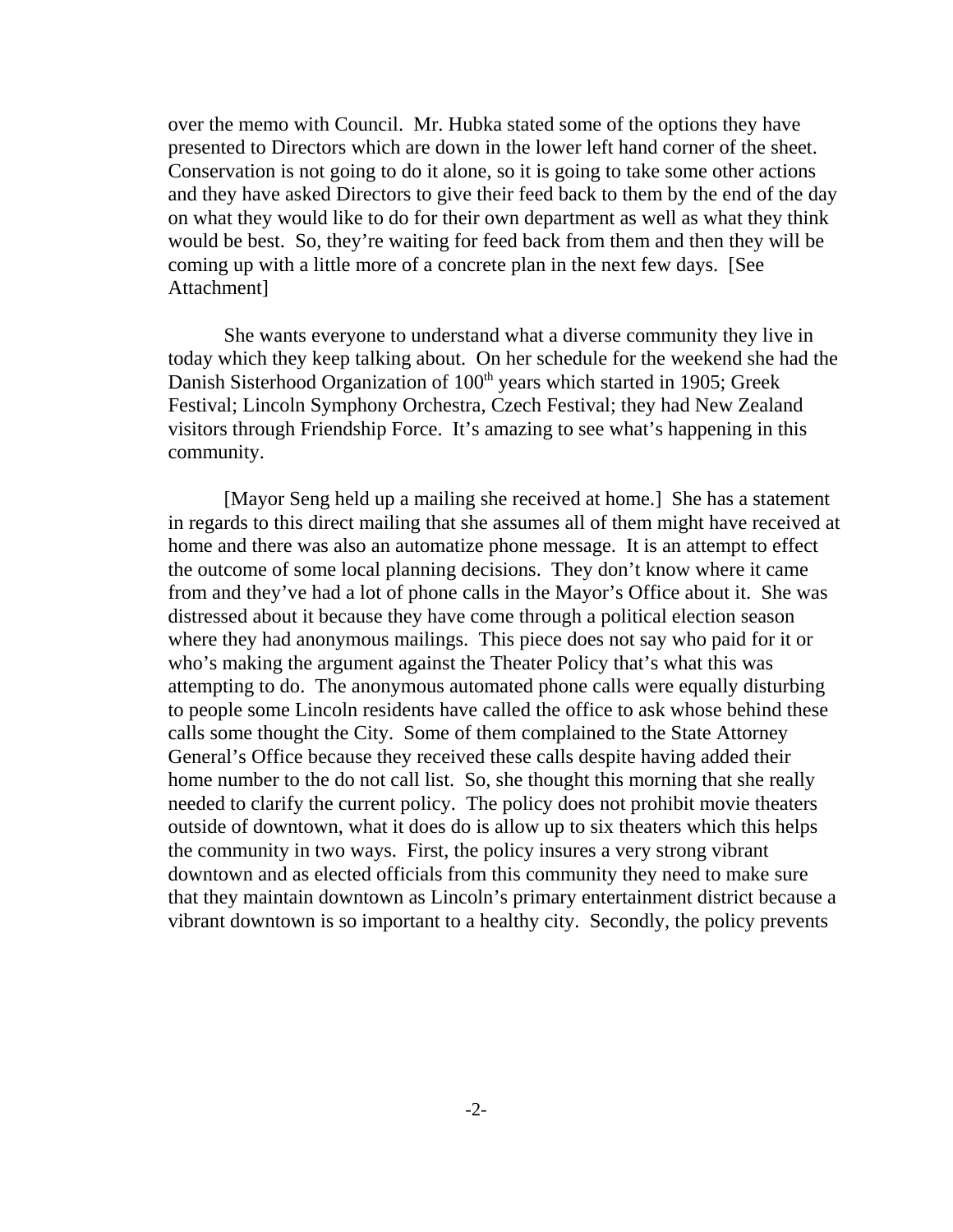over the memo with Council. Mr. Hubka stated some of the options they have presented to Directors which are down in the lower left hand corner of the sheet. Conservation is not going to do it alone, so it is going to take some other actions and they have asked Directors to give their feed back to them by the end of the day on what they would like to do for their own department as well as what they think would be best. So, they're waiting for feed back from them and then they will be coming up with a little more of a concrete plan in the next few days. [See Attachment]

She wants everyone to understand what a diverse community they live in today which they keep talking about. On her schedule for the weekend she had the Danish Sisterhood Organization of 100th years which started in 1905; Greek Festival; Lincoln Symphony Orchestra, Czech Festival; they had New Zealand visitors through Friendship Force. It's amazing to see what's happening in this community.

[Mayor Seng held up a mailing she received at home.] She has a statement in regards to this direct mailing that she assumes all of them might have received at home and there was also an automatize phone message. It is an attempt to effect the outcome of some local planning decisions. They don't know where it came from and they've had a lot of phone calls in the Mayor's Office about it. She was distressed about it because they have come through a political election season where they had anonymous mailings. This piece does not say who paid for it or who's making the argument against the Theater Policy that's what this was attempting to do. The anonymous automated phone calls were equally disturbing to people some Lincoln residents have called the office to ask whose behind these calls some thought the City. Some of them complained to the State Attorney General's Office because they received these calls despite having added their home number to the do not call list. So, she thought this morning that she really needed to clarify the current policy. The policy does not prohibit movie theaters outside of downtown, what it does do is allow up to six theaters which this helps the community in two ways. First, the policy insures a very strong vibrant downtown and as elected officials from this community they need to make sure that they maintain downtown as Lincoln's primary entertainment district because a vibrant downtown is so important to a healthy city. Secondly, the policy prevents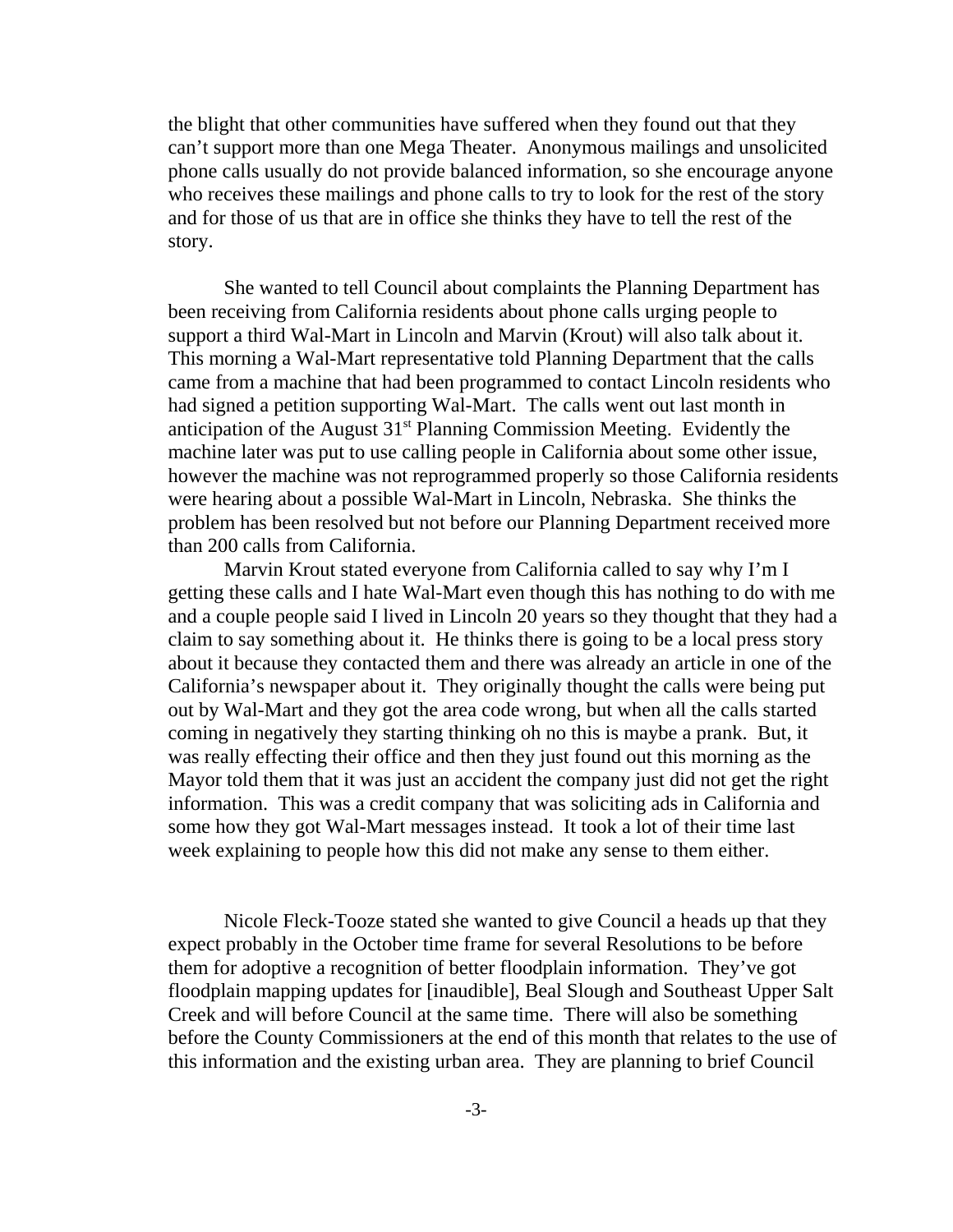the blight that other communities have suffered when they found out that they can't support more than one Mega Theater. Anonymous mailings and unsolicited phone calls usually do not provide balanced information, so she encourage anyone who receives these mailings and phone calls to try to look for the rest of the story and for those of us that are in office she thinks they have to tell the rest of the story.

She wanted to tell Council about complaints the Planning Department has been receiving from California residents about phone calls urging people to support a third Wal-Mart in Lincoln and Marvin (Krout) will also talk about it. This morning a Wal-Mart representative told Planning Department that the calls came from a machine that had been programmed to contact Lincoln residents who had signed a petition supporting Wal-Mart. The calls went out last month in anticipation of the August 31st Planning Commission Meeting. Evidently the machine later was put to use calling people in California about some other issue, however the machine was not reprogrammed properly so those California residents were hearing about a possible Wal-Mart in Lincoln, Nebraska. She thinks the problem has been resolved but not before our Planning Department received more than 200 calls from California.

Marvin Krout stated everyone from California called to say why I'm I getting these calls and I hate Wal-Mart even though this has nothing to do with me and a couple people said I lived in Lincoln 20 years so they thought that they had a claim to say something about it. He thinks there is going to be a local press story about it because they contacted them and there was already an article in one of the California's newspaper about it. They originally thought the calls were being put out by Wal-Mart and they got the area code wrong, but when all the calls started coming in negatively they starting thinking oh no this is maybe a prank. But, it was really effecting their office and then they just found out this morning as the Mayor told them that it was just an accident the company just did not get the right information. This was a credit company that was soliciting ads in California and some how they got Wal-Mart messages instead. It took a lot of their time last week explaining to people how this did not make any sense to them either.

Nicole Fleck-Tooze stated she wanted to give Council a heads up that they expect probably in the October time frame for several Resolutions to be before them for adoptive a recognition of better floodplain information. They've got floodplain mapping updates for [inaudible], Beal Slough and Southeast Upper Salt Creek and will before Council at the same time. There will also be something before the County Commissioners at the end of this month that relates to the use of this information and the existing urban area. They are planning to brief Council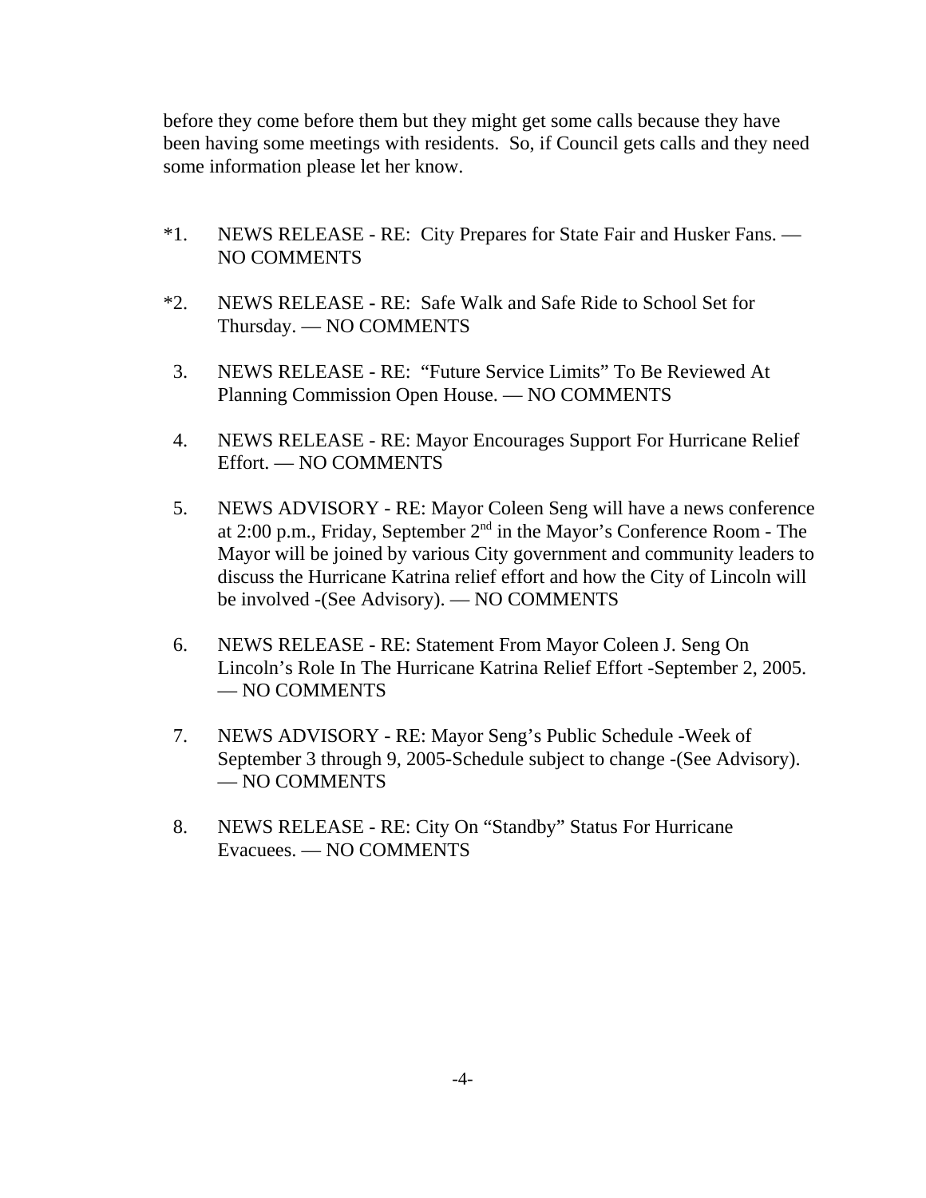before they come before them but they might get some calls because they have been having some meetings with residents. So, if Council gets calls and they need some information please let her know.

*1. NEWS RELEASE - RE: City Prepares for State Fair and Husker Fans. — NO COMMENTS

*2. NEWS RELEASE - RE: Safe Walk and Safe Ride to School Set for Thursday. — NO COMMENTS

3. NEWS RELEASE - RE: "Future Service Limits" To Be Reviewed At Planning Commission Open House. — NO COMMENTS

4. NEWS RELEASE - RE: Mayor Encourages Support For Hurricane Relief Effort. — NO COMMENTS

5. NEWS ADVISORY - RE: Mayor Coleen Seng will have a news conference at 2:00 p.m., Friday, September 2nd in the Mayor's Conference Room - The Mayor will be joined by various City government and community leaders to discuss the Hurricane Katrina relief effort and how the City of Lincoln will be involved -(See Advisory). — NO COMMENTS

6. NEWS RELEASE - RE: Statement From Mayor Coleen J. Seng On Lincoln's Role In The Hurricane Katrina Relief Effort -September 2, 2005. — NO COMMENTS

7. NEWS ADVISORY - RE: Mayor Seng's Public Schedule -Week of September 3 through 9, 2005-Schedule subject to change -(See Advisory). — NO COMMENTS

8. NEWS RELEASE - RE: City On "Standby" Status For Hurricane Evacuees. — NO COMMENTS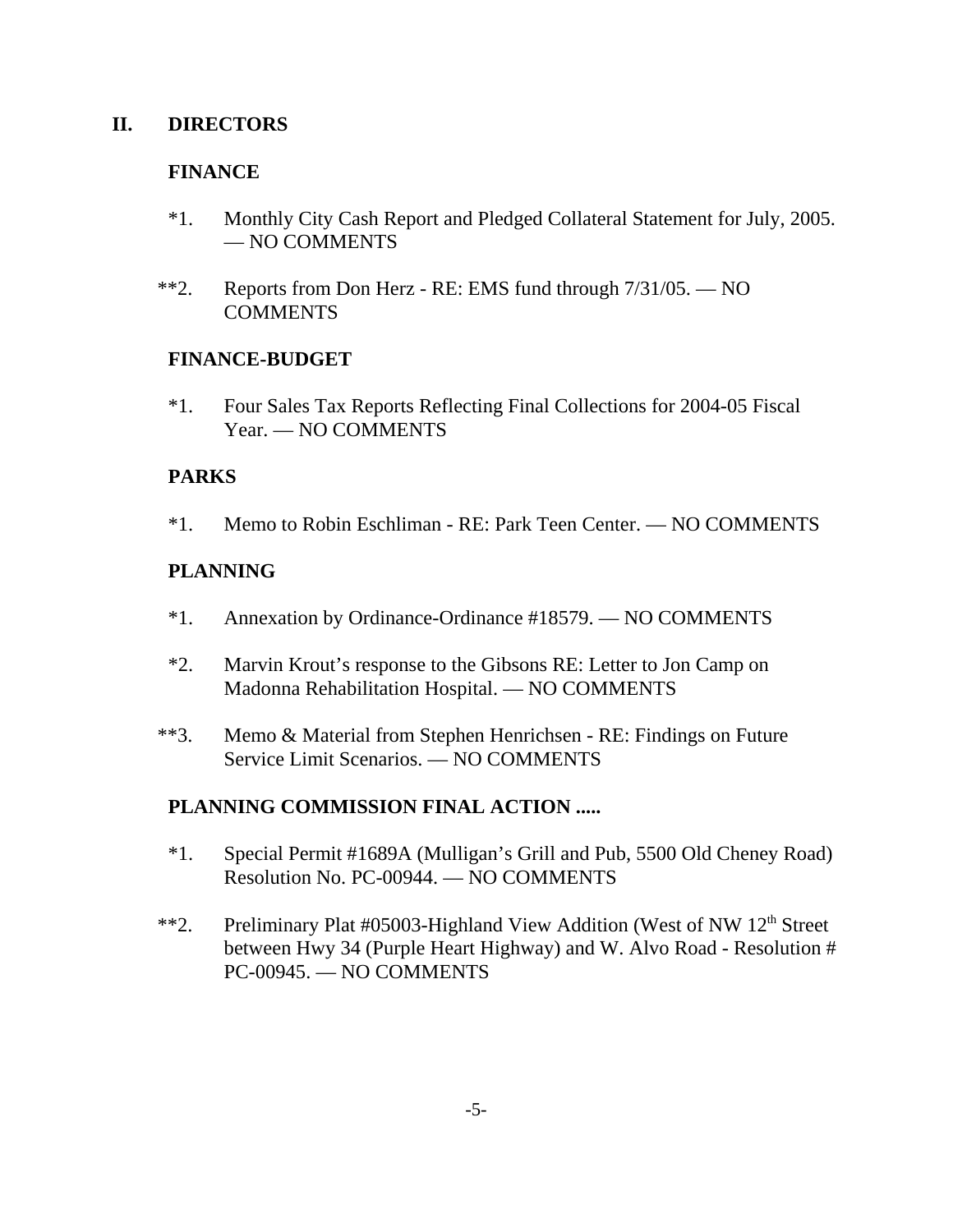## II. DIRECTORS

### FINANCE

*1. Monthly City Cash Report and Pledged Collateral Statement for July, 2005. — NO COMMENTS

**2. Reports from Don Herz - RE: EMS fund through 7/31/05. — NO COMMENTS

### FINANCE-BUDGET

*1. Four Sales Tax Reports Reflecting Final Collections for 2004-05 Fiscal Year. — NO COMMENTS

### PARKS

*1. Memo to Robin Eschliman - RE: Park Teen Center. — NO COMMENTS

### PLANNING

*1. Annexation by Ordinance-Ordinance #18579. — NO COMMENTS

*2. Marvin Krout's response to the Gibsons RE: Letter to Jon Camp on Madonna Rehabilitation Hospital. — NO COMMENTS

**3. Memo & Material from Stephen Henrichsen - RE: Findings on Future Service Limit Scenarios. — NO COMMENTS

### PLANNING COMMISSION FINAL ACTION .....

*1. Special Permit #1689A (Mulligan's Grill and Pub, 5500 Old Cheney Road) Resolution No. PC-00944. — NO COMMENTS

**2. Preliminary Plat #05003-Highland View Addition (West of NW 12th Street between Hwy 34 (Purple Heart Highway) and W. Alvo Road - Resolution # PC-00945. — NO COMMENTS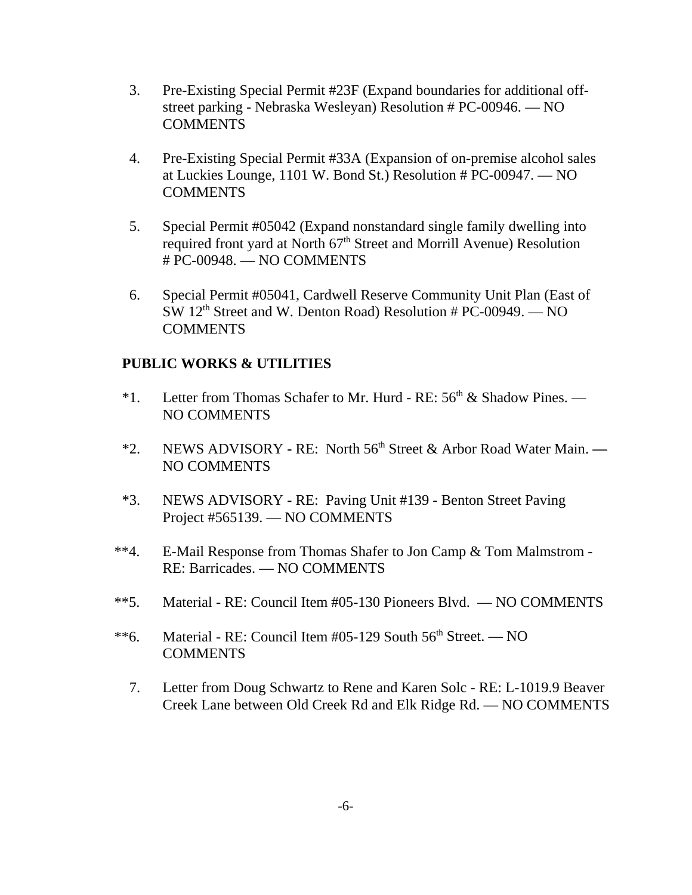3. Pre-Existing Special Permit #23F (Expand boundaries for additional off-street parking - Nebraska Wesleyan) Resolution # PC-00946. — NO COMMENTS

4. Pre-Existing Special Permit #33A (Expansion of on-premise alcohol sales at Luckies Lounge, 1101 W. Bond St.) Resolution # PC-00947. — NO COMMENTS

5. Special Permit #05042 (Expand nonstandard single family dwelling into required front yard at North 67th Street and Morrill Avenue) Resolution # PC-00948. — NO COMMENTS

6. Special Permit #05041, Cardwell Reserve Community Unit Plan (East of SW 12th Street and W. Denton Road) Resolution # PC-00949. — NO COMMENTS

**PUBLIC WORKS & UTILITIES**

*1. Letter from Thomas Schafer to Mr. Hurd - RE: 56th & Shadow Pines. — NO COMMENTS

*2. NEWS ADVISORY - RE: North 56th Street & Arbor Road Water Main. — NO COMMENTS

*3. NEWS ADVISORY - RE: Paving Unit #139 - Benton Street Paving Project #565139. — NO COMMENTS

**4. E-Mail Response from Thomas Shafer to Jon Camp & Tom Malmstrom - RE: Barricades. — NO COMMENTS

**5. Material - RE: Council Item #05-130 Pioneers Blvd. — NO COMMENTS

**6. Material - RE: Council Item #05-129 South 56th Street. — NO COMMENTS

7. Letter from Doug Schwartz to Rene and Karen Solc - RE: L-1019.9 Beaver Creek Lane between Old Creek Rd and Elk Ridge Rd. — NO COMMENTS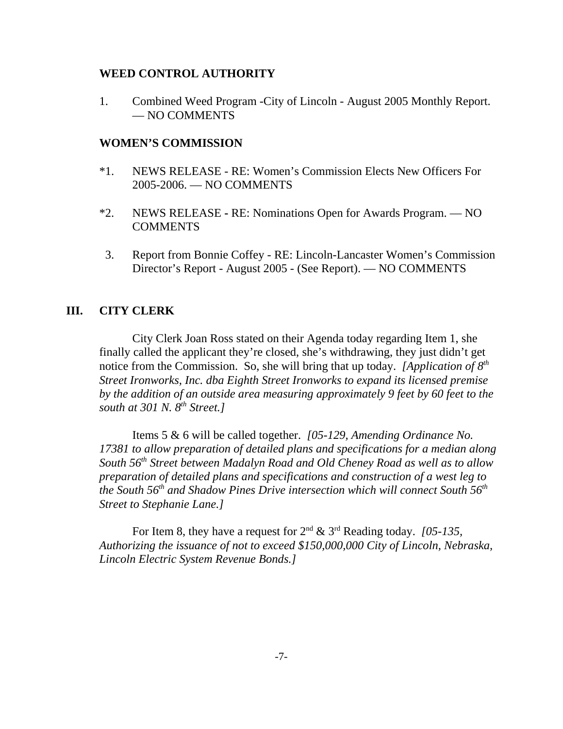**WEED CONTROL AUTHORITY**

1. Combined Weed Program -City of Lincoln - August 2005 Monthly Report. — NO COMMENTS

**WOMEN'S COMMISSION**

*1. NEWS RELEASE - RE: Women's Commission Elects New Officers For 2005-2006. — NO COMMENTS

*2. NEWS RELEASE **-** RE: Nominations Open for Awards Program. — NO COMMENTS

3. Report from Bonnie Coffey - RE: Lincoln-Lancaster Women's Commission Director's Report - August 2005 - (See Report). — NO COMMENTS

## III. CITY CLERK

City Clerk Joan Ross stated on their Agenda today regarding Item 1, she finally called the applicant they're closed, she's withdrawing, they just didn't get notice from the Commission. So, she will bring that up today. *[Application of 8th Street Ironworks, Inc. dba Eighth Street Ironworks to expand its licensed premise by the addition of an outside area measuring approximately 9 feet by 60 feet to the south at 301 N. 8th Street.]*

Items 5 & 6 will be called together. *[05-129, Amending Ordinance No. 17381 to allow preparation of detailed plans and specifications for a median along South 56th Street between Madalyn Road and Old Cheney Road as well as to allow preparation of detailed plans and specifications and construction of a west leg to the South 56th and Shadow Pines Drive intersection which will connect South 56th Street to Stephanie Lane.]*

For Item 8, they have a request for 2nd & 3rd Reading today. *[05-135, Authorizing the issuance of not to exceed $150,000,000 City of Lincoln, Nebraska, Lincoln Electric System Revenue Bonds.]*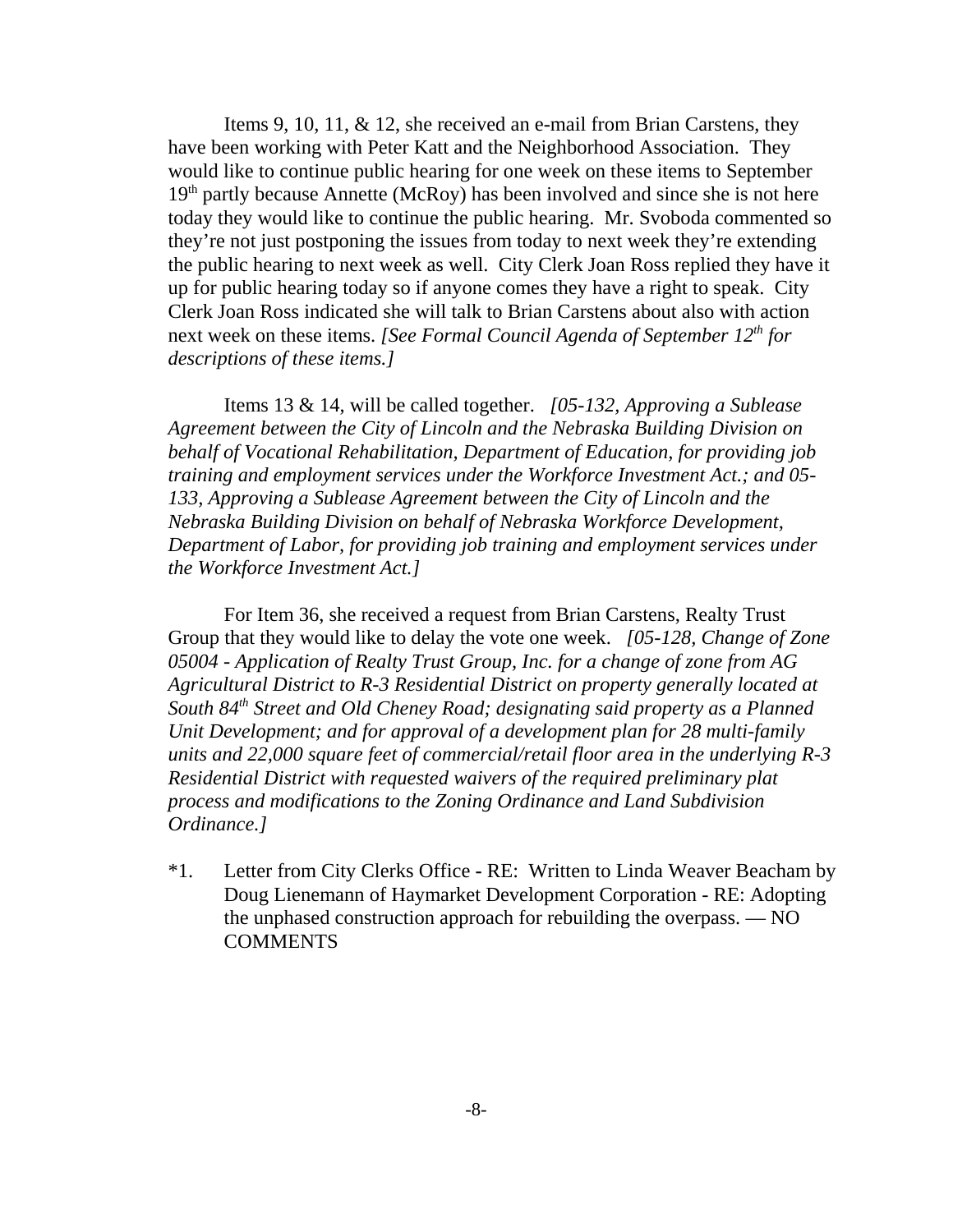Items 9, 10, 11, & 12, she received an e-mail from Brian Carstens, they have been working with Peter Katt and the Neighborhood Association. They would like to continue public hearing for one week on these items to September 19th partly because Annette (McRoy) has been involved and since she is not here today they would like to continue the public hearing. Mr. Svoboda commented so they're not just postponing the issues from today to next week they're extending the public hearing to next week as well. City Clerk Joan Ross replied they have it up for public hearing today so if anyone comes they have a right to speak. City Clerk Joan Ross indicated she will talk to Brian Carstens about also with action next week on these items. *[See Formal Council Agenda of September 12th for descriptions of these items.]*

Items 13 & 14, will be called together. *[05-132, Approving a Sublease Agreement between the City of Lincoln and the Nebraska Building Division on behalf of Vocational Rehabilitation, Department of Education, for providing job training and employment services under the Workforce Investment Act.; and 05-133, Approving a Sublease Agreement between the City of Lincoln and the Nebraska Building Division on behalf of Nebraska Workforce Development, Department of Labor, for providing job training and employment services under the Workforce Investment Act.]*

For Item 36, she received a request from Brian Carstens, Realty Trust Group that they would like to delay the vote one week. *[05-128, Change of Zone 05004 - Application of Realty Trust Group, Inc. for a change of zone from AG Agricultural District to R-3 Residential District on property generally located at South 84th Street and Old Cheney Road; designating said property as a Planned Unit Development; and for approval of a development plan for 28 multi-family units and 22,000 square feet of commercial/retail floor area in the underlying R-3 Residential District with requested waivers of the required preliminary plat process and modifications to the Zoning Ordinance and Land Subdivision Ordinance.]*

*1. Letter from City Clerks Office - RE: Written to Linda Weaver Beacham by Doug Lienemann of Haymarket Development Corporation - RE: Adopting the unphased construction approach for rebuilding the overpass. — NO COMMENTS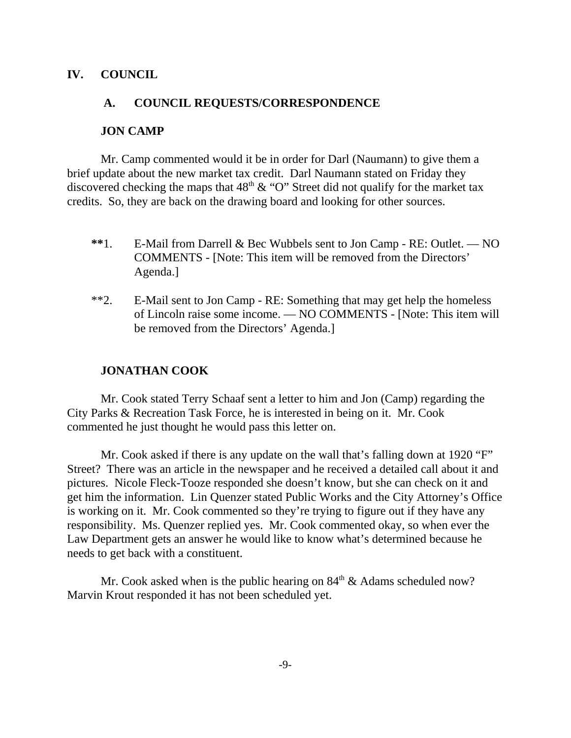## IV. COUNCIL

### A. COUNCIL REQUESTS/CORRESPONDENCE

**JON CAMP**

Mr. Camp commented would it be in order for Darl (Naumann) to give them a brief update about the new market tax credit. Darl Naumann stated on Friday they discovered checking the maps that 48th & "O" Street did not qualify for the market tax credits. So, they are back on the drawing board and looking for other sources.

**\*\***1. E-Mail from Darrell & Bec Wubbels sent to Jon Camp - RE: Outlet. — NO COMMENTS - [Note: This item will be removed from the Directors' Agenda.]

\*\*2. E-Mail sent to Jon Camp - RE: Something that may get help the homeless of Lincoln raise some income. — NO COMMENTS - [Note: This item will be removed from the Directors' Agenda.]

**JONATHAN COOK**

Mr. Cook stated Terry Schaaf sent a letter to him and Jon (Camp) regarding the City Parks & Recreation Task Force, he is interested in being on it. Mr. Cook commented he just thought he would pass this letter on.

Mr. Cook asked if there is any update on the wall that's falling down at 1920 "F" Street? There was an article in the newspaper and he received a detailed call about it and pictures. Nicole Fleck-Tooze responded she doesn't know, but she can check on it and get him the information. Lin Quenzer stated Public Works and the City Attorney's Office is working on it. Mr. Cook commented so they're trying to figure out if they have any responsibility. Ms. Quenzer replied yes. Mr. Cook commented okay, so when ever the Law Department gets an answer he would like to know what's determined because he needs to get back with a constituent.

Mr. Cook asked when is the public hearing on 84th & Adams scheduled now? Marvin Krout responded it has not been scheduled yet.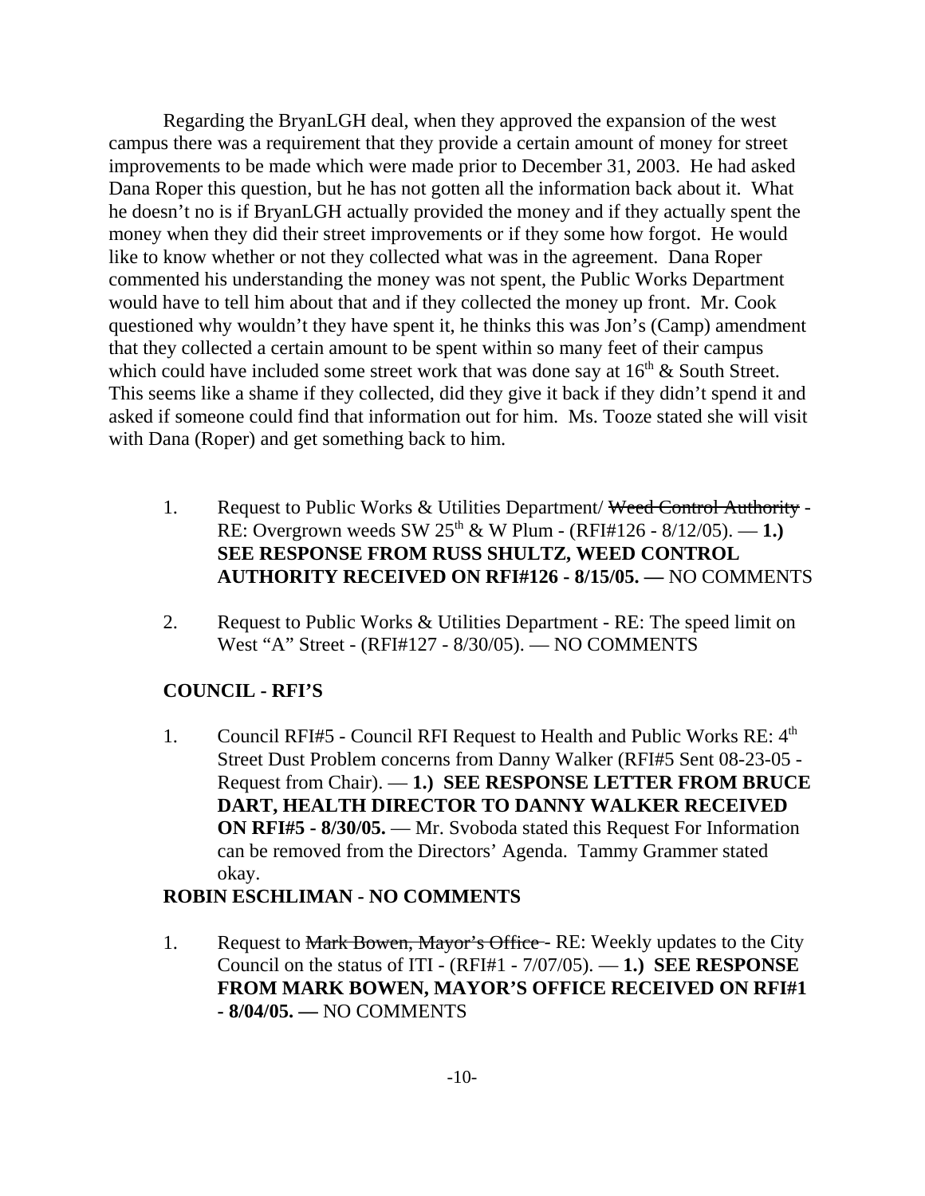Regarding the BryanLGH deal, when they approved the expansion of the west campus there was a requirement that they provide a certain amount of money for street improvements to be made which were made prior to December 31, 2003. He had asked Dana Roper this question, but he has not gotten all the information back about it. What he doesn't no is if BryanLGH actually provided the money and if they actually spent the money when they did their street improvements or if they some how forgot. He would like to know whether or not they collected what was in the agreement. Dana Roper commented his understanding the money was not spent, the Public Works Department would have to tell him about that and if they collected the money up front. Mr. Cook questioned why wouldn't they have spent it, he thinks this was Jon's (Camp) amendment that they collected a certain amount to be spent within so many feet of their campus which could have included some street work that was done say at 16th & South Street. This seems like a shame if they collected, did they give it back if they didn't spend it and asked if someone could find that information out for him. Ms. Tooze stated she will visit with Dana (Roper) and get something back to him.

1. Request to Public Works & Utilities Department/ ~~Weed Control Authority~~ - RE: Overgrown weeds SW 25th & W Plum - (RFI#126 - 8/12/05). — **1.) SEE RESPONSE FROM RUSS SHULTZ, WEED CONTROL AUTHORITY RECEIVED ON RFI#126 - 8/15/05. —** NO COMMENTS

2. Request to Public Works & Utilities Department - RE: The speed limit on West "A" Street - (RFI#127 - 8/30/05). — NO COMMENTS

**COUNCIL - RFI'S**

1. Council RFI#5 - Council RFI Request to Health and Public Works RE: 4th Street Dust Problem concerns from Danny Walker (RFI#5 Sent 08-23-05 - Request from Chair). — **1.) SEE RESPONSE LETTER FROM BRUCE DART, HEALTH DIRECTOR TO DANNY WALKER RECEIVED ON RFI#5 - 8/30/05.** — Mr. Svoboda stated this Request For Information can be removed from the Directors' Agenda. Tammy Grammer stated okay.

**ROBIN ESCHLIMAN - NO COMMENTS**

1. Request to ~~Mark Bowen, Mayor's Office~~ - RE: Weekly updates to the City Council on the status of ITI - (RFI#1 - 7/07/05). — **1.) SEE RESPONSE FROM MARK BOWEN, MAYOR'S OFFICE RECEIVED ON RFI#1 - 8/04/05. —** NO COMMENTS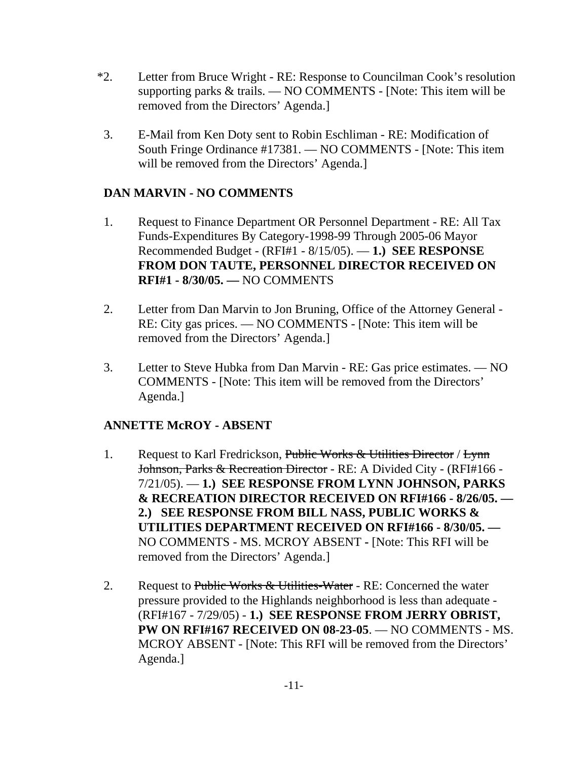*2. Letter from Bruce Wright - RE: Response to Councilman Cook's resolution supporting parks & trails. — NO COMMENTS - [Note: This item will be removed from the Directors' Agenda.]

3. E-Mail from Ken Doty sent to Robin Eschliman - RE: Modification of South Fringe Ordinance #17381. — NO COMMENTS - [Note: This item will be removed from the Directors' Agenda.]

**DAN MARVIN - NO COMMENTS**

1. Request to Finance Department OR Personnel Department - RE: All Tax Funds-Expenditures By Category-1998-99 Through 2005-06 Mayor Recommended Budget - (RFI#1 - 8/15/05). — **1.) SEE RESPONSE FROM DON TAUTE, PERSONNEL DIRECTOR RECEIVED ON RFI#1 - 8/30/05. —** NO COMMENTS

2. Letter from Dan Marvin to Jon Bruning, Office of the Attorney General - RE: City gas prices. — NO COMMENTS - [Note: This item will be removed from the Directors' Agenda.]

3. Letter to Steve Hubka from Dan Marvin - RE: Gas price estimates. — NO COMMENTS - [Note: This item will be removed from the Directors' Agenda.]

**ANNETTE McROY - ABSENT**

1. Request to Karl Fredrickson, ~~Public Works & Utilities Director~~ / ~~Lynn Johnson, Parks & Recreation Director~~ - RE: A Divided City - (RFI#166 - 7/21/05). — **1.) SEE RESPONSE FROM LYNN JOHNSON, PARKS & RECREATION DIRECTOR RECEIVED ON RFI#166 - 8/26/05. — 2.) SEE RESPONSE FROM BILL NASS, PUBLIC WORKS & UTILITIES DEPARTMENT RECEIVED ON RFI#166 - 8/30/05. —** NO COMMENTS - MS. MCROY ABSENT - [Note: This RFI will be removed from the Directors' Agenda.]

2. Request to ~~Public Works & Utilities-Water~~ - RE: Concerned the water pressure provided to the Highlands neighborhood is less than adequate - (RFI#167 - 7/29/05) - **1.) SEE RESPONSE FROM JERRY OBRIST, PW ON RFI#167 RECEIVED ON 08-23-05**. — NO COMMENTS - MS. MCROY ABSENT - [Note: This RFI will be removed from the Directors' Agenda.]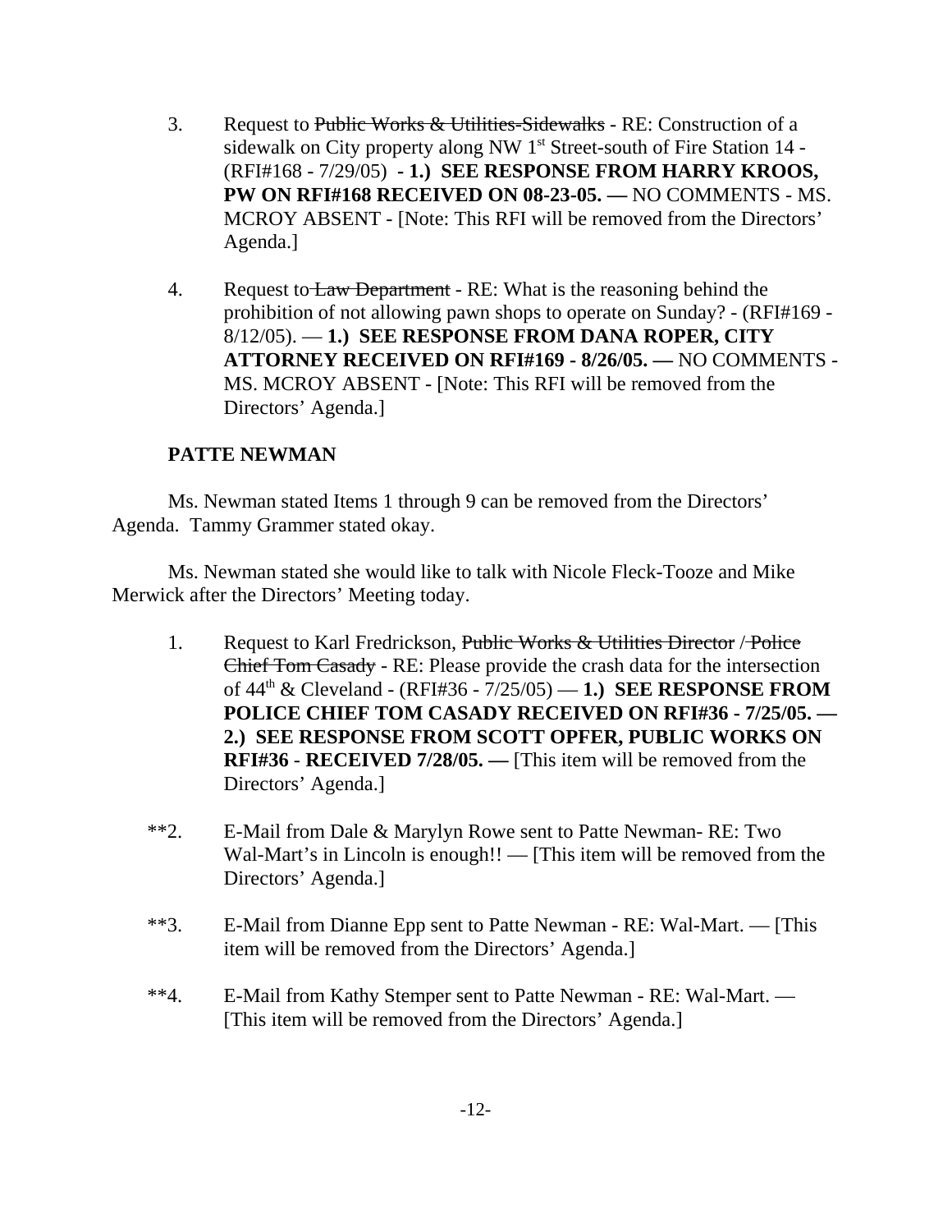3. Request to ~~Public Works & Utilities-Sidewalks~~ - RE: Construction of a sidewalk on City property along NW 1st Street-south of Fire Station 14 - (RFI#168 - 7/29/05) **- 1.) SEE RESPONSE FROM HARRY KROOS, PW ON RFI#168 RECEIVED ON 08-23-05. —** NO COMMENTS - MS. MCROY ABSENT - [Note: This RFI will be removed from the Directors' Agenda.]

4. Request to ~~Law Department~~ - RE: What is the reasoning behind the prohibition of not allowing pawn shops to operate on Sunday? - (RFI#169 - 8/12/05). — **1.) SEE RESPONSE FROM DANA ROPER, CITY ATTORNEY RECEIVED ON RFI#169 - 8/26/05. —** NO COMMENTS - MS. MCROY ABSENT - [Note: This RFI will be removed from the Directors' Agenda.]

**PATTE NEWMAN**

Ms. Newman stated Items 1 through 9 can be removed from the Directors' Agenda. Tammy Grammer stated okay.

Ms. Newman stated she would like to talk with Nicole Fleck-Tooze and Mike Merwick after the Directors' Meeting today.

1. Request to Karl Fredrickson, ~~Public Works & Utilities Director~~ / ~~Police Chief Tom Casady~~ - RE: Please provide the crash data for the intersection of 44th & Cleveland - (RFI#36 - 7/25/05) — **1.) SEE RESPONSE FROM POLICE CHIEF TOM CASADY RECEIVED ON RFI#36 - 7/25/05. — 2.) SEE RESPONSE FROM SCOTT OPFER, PUBLIC WORKS ON RFI#36 - RECEIVED 7/28/05. —** [This item will be removed from the Directors' Agenda.]

**2. E-Mail from Dale & Marylyn Rowe sent to Patte Newman- RE: Two Wal-Mart's in Lincoln is enough!! — [This item will be removed from the Directors' Agenda.]

**3. E-Mail from Dianne Epp sent to Patte Newman - RE: Wal-Mart. — [This item will be removed from the Directors' Agenda.]

**4. E-Mail from Kathy Stemper sent to Patte Newman - RE: Wal-Mart. — [This item will be removed from the Directors' Agenda.]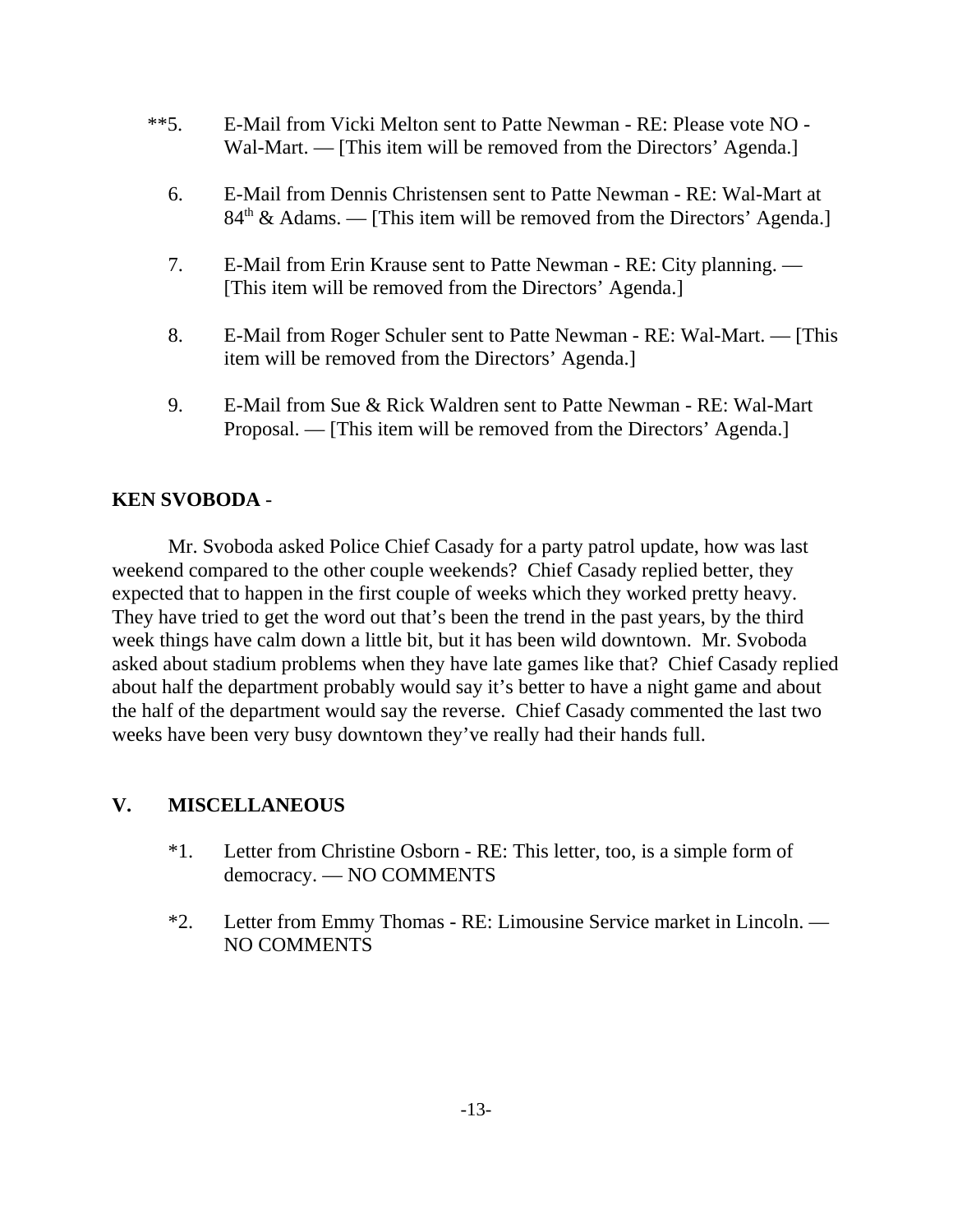**5. E-Mail from Vicki Melton sent to Patte Newman - RE: Please vote NO - Wal-Mart. — [This item will be removed from the Directors' Agenda.]

6. E-Mail from Dennis Christensen sent to Patte Newman - RE: Wal-Mart at $84^{th}$ & Adams. — [This item will be removed from the Directors' Agenda.]

7. E-Mail from Erin Krause sent to Patte Newman - RE: City planning. — [This item will be removed from the Directors' Agenda.]

8. E-Mail from Roger Schuler sent to Patte Newman - RE: Wal-Mart. — [This item will be removed from the Directors' Agenda.]

9. E-Mail from Sue & Rick Waldren sent to Patte Newman - RE: Wal-Mart Proposal. — [This item will be removed from the Directors' Agenda.]

**KEN SVOBODA** -

Mr. Svoboda asked Police Chief Casady for a party patrol update, how was last weekend compared to the other couple weekends? Chief Casady replied better, they expected that to happen in the first couple of weeks which they worked pretty heavy. They have tried to get the word out that's been the trend in the past years, by the third week things have calm down a little bit, but it has been wild downtown. Mr. Svoboda asked about stadium problems when they have late games like that? Chief Casady replied about half the department probably would say it's better to have a night game and about the half of the department would say the reverse. Chief Casady commented the last two weeks have been very busy downtown they've really had their hands full.

## V. MISCELLANEOUS

*1. Letter from Christine Osborn - RE: This letter, too, is a simple form of democracy. — NO COMMENTS

*2. Letter from Emmy Thomas - RE: Limousine Service market in Lincoln. — NO COMMENTS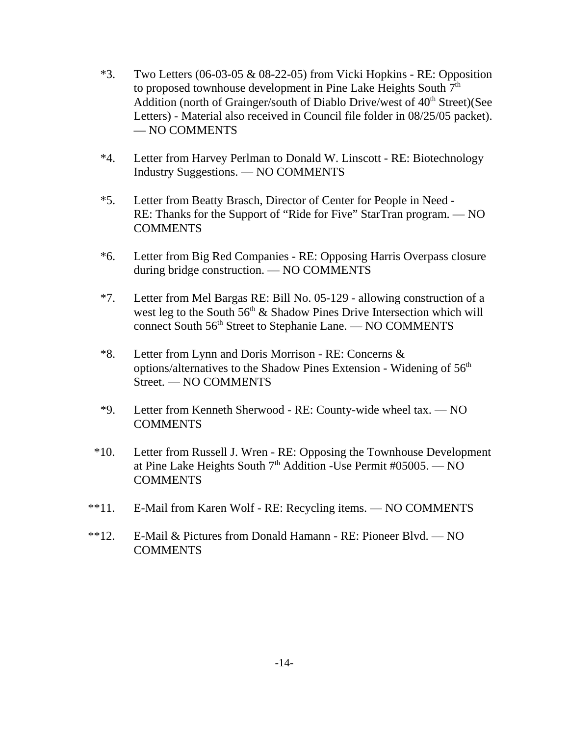*3. Two Letters (06-03-05 & 08-22-05) from Vicki Hopkins - RE: Opposition to proposed townhouse development in Pine Lake Heights South 7th Addition (north of Grainger/south of Diablo Drive/west of 40th Street)(See Letters) - Material also received in Council file folder in 08/25/05 packet). — NO COMMENTS

*4. Letter from Harvey Perlman to Donald W. Linscott - RE: Biotechnology Industry Suggestions. — NO COMMENTS

*5. Letter from Beatty Brasch, Director of Center for People in Need - RE: Thanks for the Support of "Ride for Five" StarTran program. — NO COMMENTS

*6. Letter from Big Red Companies - RE: Opposing Harris Overpass closure during bridge construction. — NO COMMENTS

*7. Letter from Mel Bargas RE: Bill No. 05-129 - allowing construction of a west leg to the South 56th & Shadow Pines Drive Intersection which will connect South 56th Street to Stephanie Lane. — NO COMMENTS

*8. Letter from Lynn and Doris Morrison - RE: Concerns & options/alternatives to the Shadow Pines Extension - Widening of 56th Street. — NO COMMENTS

*9. Letter from Kenneth Sherwood - RE: County-wide wheel tax. — NO COMMENTS

*10. Letter from Russell J. Wren - RE: Opposing the Townhouse Development at Pine Lake Heights South 7th Addition -Use Permit #05005. — NO COMMENTS

**11. E-Mail from Karen Wolf - RE: Recycling items. — NO COMMENTS

**12. E-Mail & Pictures from Donald Hamann - RE: Pioneer Blvd. — NO COMMENTS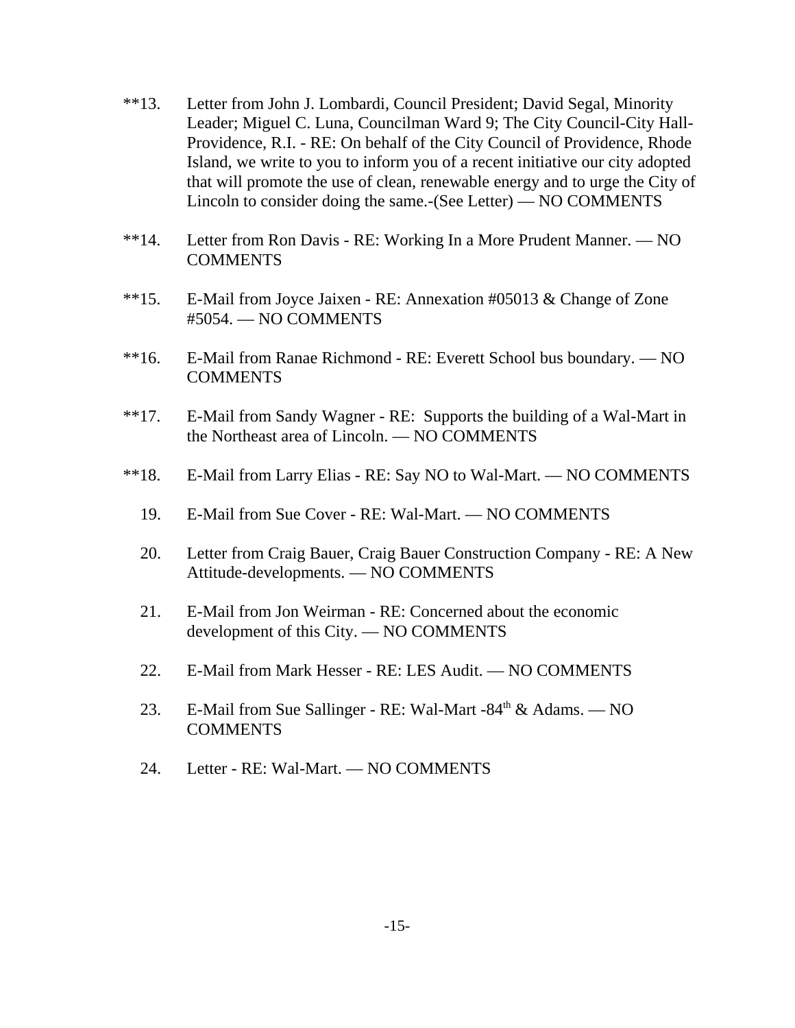**13. Letter from John J. Lombardi, Council President; David Segal, Minority Leader; Miguel C. Luna, Councilman Ward 9; The City Council-City Hall-Providence, R.I. - RE: On behalf of the City Council of Providence, Rhode Island, we write to you to inform you of a recent initiative our city adopted that will promote the use of clean, renewable energy and to urge the City of Lincoln to consider doing the same.-(See Letter) — NO COMMENTS

**14. Letter from Ron Davis - RE: Working In a More Prudent Manner. — NO COMMENTS

**15. E-Mail from Joyce Jaixen - RE: Annexation #05013 & Change of Zone #5054. — NO COMMENTS

**16. E-Mail from Ranae Richmond - RE: Everett School bus boundary. — NO COMMENTS

**17. E-Mail from Sandy Wagner - RE: Supports the building of a Wal-Mart in the Northeast area of Lincoln. — NO COMMENTS

**18. E-Mail from Larry Elias - RE: Say NO to Wal-Mart. — NO COMMENTS

19. E-Mail from Sue Cover - RE: Wal-Mart. — NO COMMENTS

20. Letter from Craig Bauer, Craig Bauer Construction Company - RE: A New Attitude-developments. — NO COMMENTS

21. E-Mail from Jon Weirman - RE: Concerned about the economic development of this City. — NO COMMENTS

22. E-Mail from Mark Hesser - RE: LES Audit. — NO COMMENTS

23. E-Mail from Sue Sallinger - RE: Wal-Mart -84th & Adams. — NO COMMENTS

24. Letter - RE: Wal-Mart. — NO COMMENTS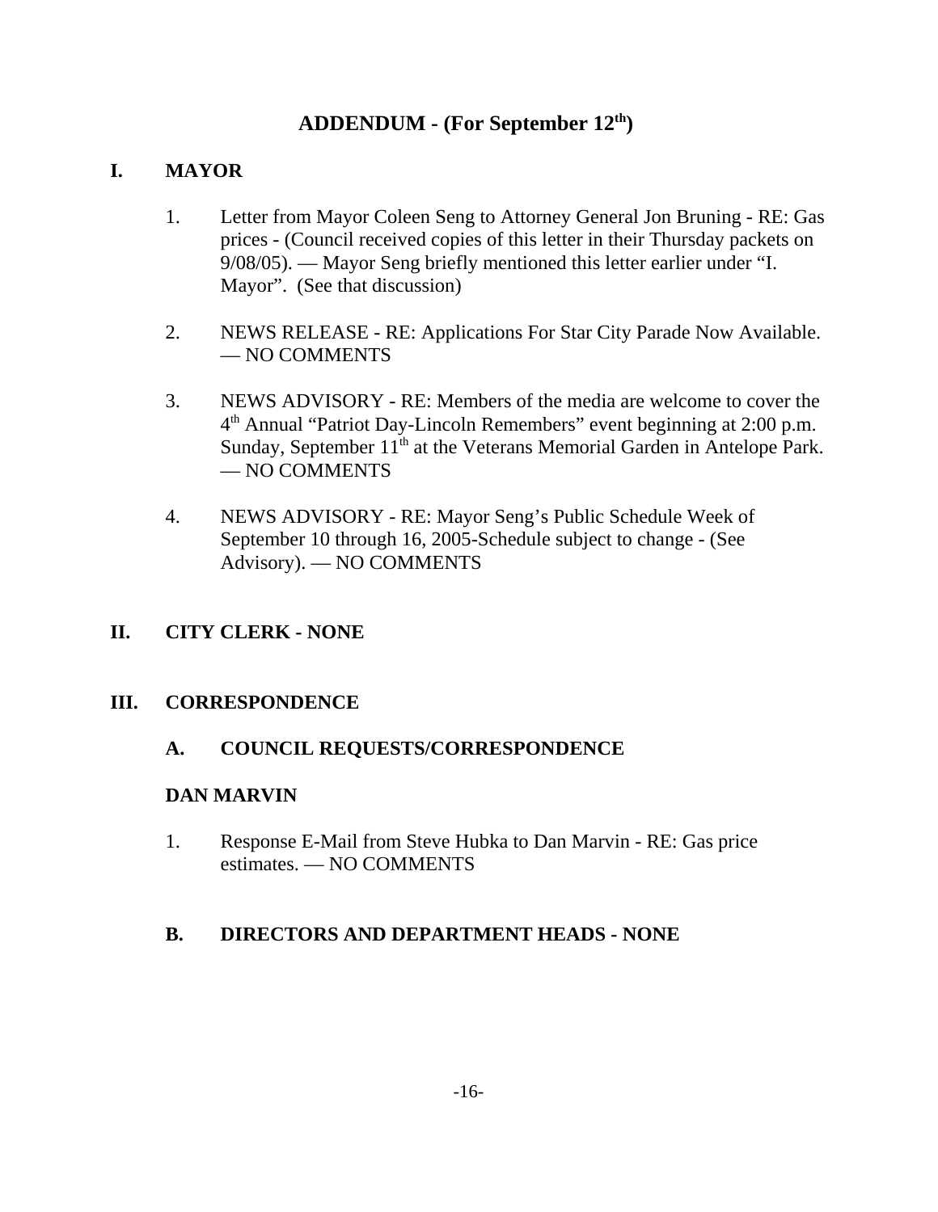# ADDENDUM - (For September 12th)

## I. MAYOR

1. Letter from Mayor Coleen Seng to Attorney General Jon Bruning - RE: Gas prices - (Council received copies of this letter in their Thursday packets on 9/08/05). — Mayor Seng briefly mentioned this letter earlier under "I. Mayor". (See that discussion)

2. NEWS RELEASE - RE: Applications For Star City Parade Now Available. — NO COMMENTS

3. NEWS ADVISORY - RE: Members of the media are welcome to cover the 4th Annual "Patriot Day-Lincoln Remembers" event beginning at 2:00 p.m. Sunday, September 11th at the Veterans Memorial Garden in Antelope Park. — NO COMMENTS

4. NEWS ADVISORY - RE: Mayor Seng's Public Schedule Week of September 10 through 16, 2005-Schedule subject to change - (See Advisory). — NO COMMENTS

## II. CITY CLERK - NONE

## III. CORRESPONDENCE

### A. COUNCIL REQUESTS/CORRESPONDENCE

**DAN MARVIN**

1. Response E-Mail from Steve Hubka to Dan Marvin - RE: Gas price estimates. — NO COMMENTS

### B. DIRECTORS AND DEPARTMENT HEADS - NONE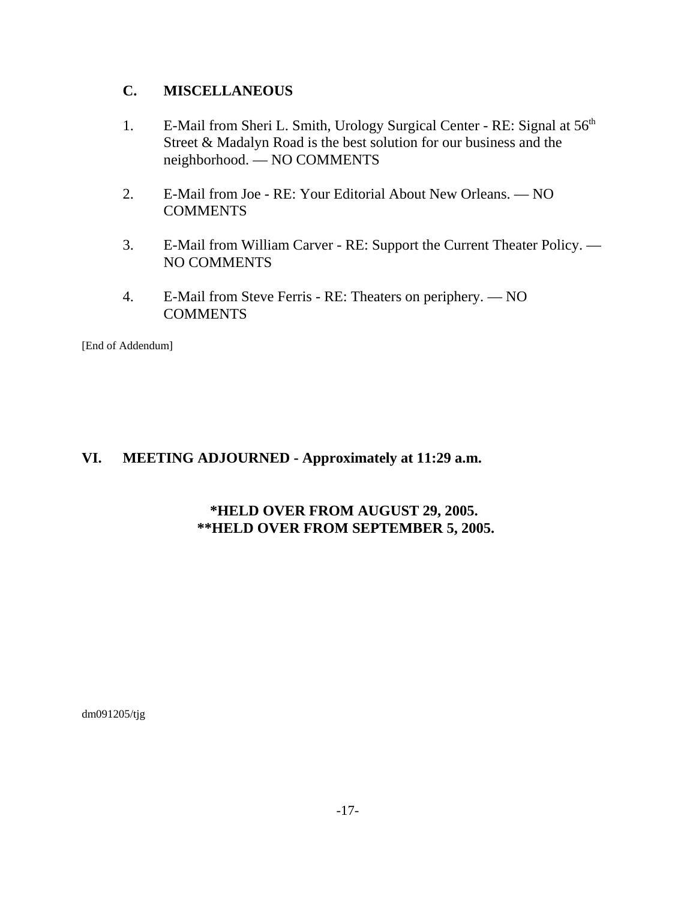## C. MISCELLANEOUS

1. E-Mail from Sheri L. Smith, Urology Surgical Center - RE: Signal at 56th Street & Madalyn Road is the best solution for our business and the neighborhood. — NO COMMENTS

2. E-Mail from Joe - RE: Your Editorial About New Orleans. — NO COMMENTS

3. E-Mail from William Carver - RE: Support the Current Theater Policy. — NO COMMENTS

4. E-Mail from Steve Ferris - RE: Theaters on periphery. — NO COMMENTS

[End of Addendum]

## VI. MEETING ADJOURNED - Approximately at 11:29 a.m.

**\*HELD OVER FROM AUGUST 29, 2005.**
**\*\*HELD OVER FROM SEPTEMBER 5, 2005.**

dm091205/tjg